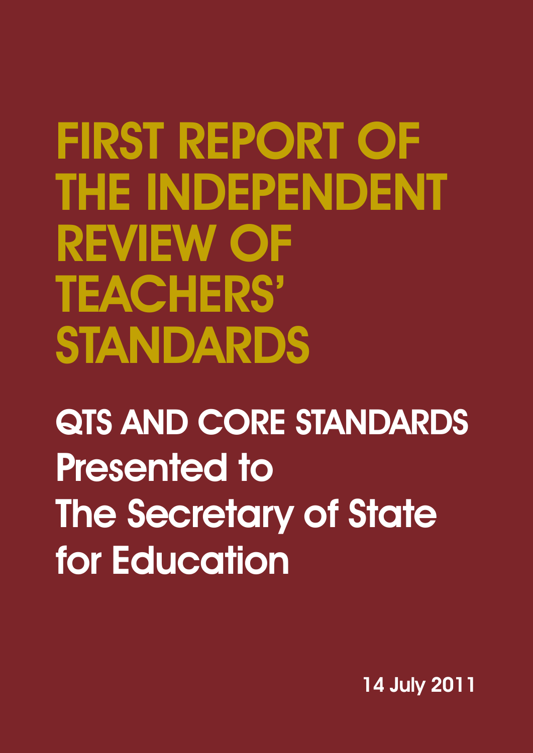# FIRST REPORT OF THE INDEPENDENT REVIEW OF TEACHERS' STANDARDS

## QTS AND CORE STANDARDS

## Presented to The Secretary of State for Education

14 July 2011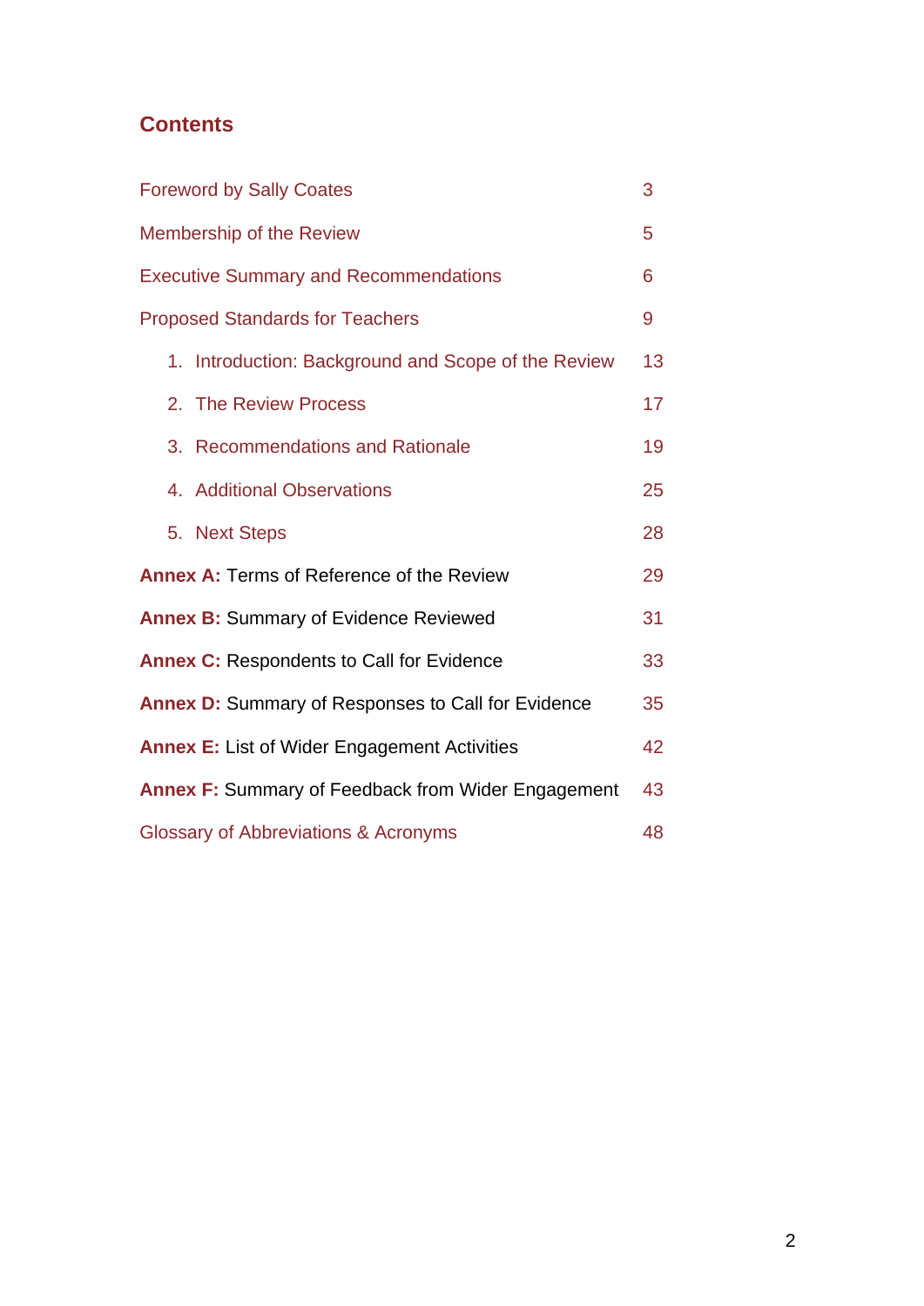## Contents

| | |
|---|---|
| Foreword by Sally Coates | 3 |
| Membership of the Review | 5 |
| Executive Summary and Recommendations | 6 |
| Proposed Standards for Teachers | 9 |
| 1. Introduction: Background and Scope of the Review | 13 |
| 2. The Review Process | 17 |
| 3. Recommendations and Rationale | 19 |
| 4. Additional Observations | 25 |
| 5. Next Steps | 28 |
| **Annex A:** Terms of Reference of the Review | 29 |
| **Annex B:** Summary of Evidence Reviewed | 31 |
| **Annex C:** Respondents to Call for Evidence | 33 |
| **Annex D:** Summary of Responses to Call for Evidence | 35 |
| **Annex E:** List of Wider Engagement Activities | 42 |
| **Annex F:** Summary of Feedback from Wider Engagement | 43 |
| Glossary of Abbreviations & Acronyms | 48 |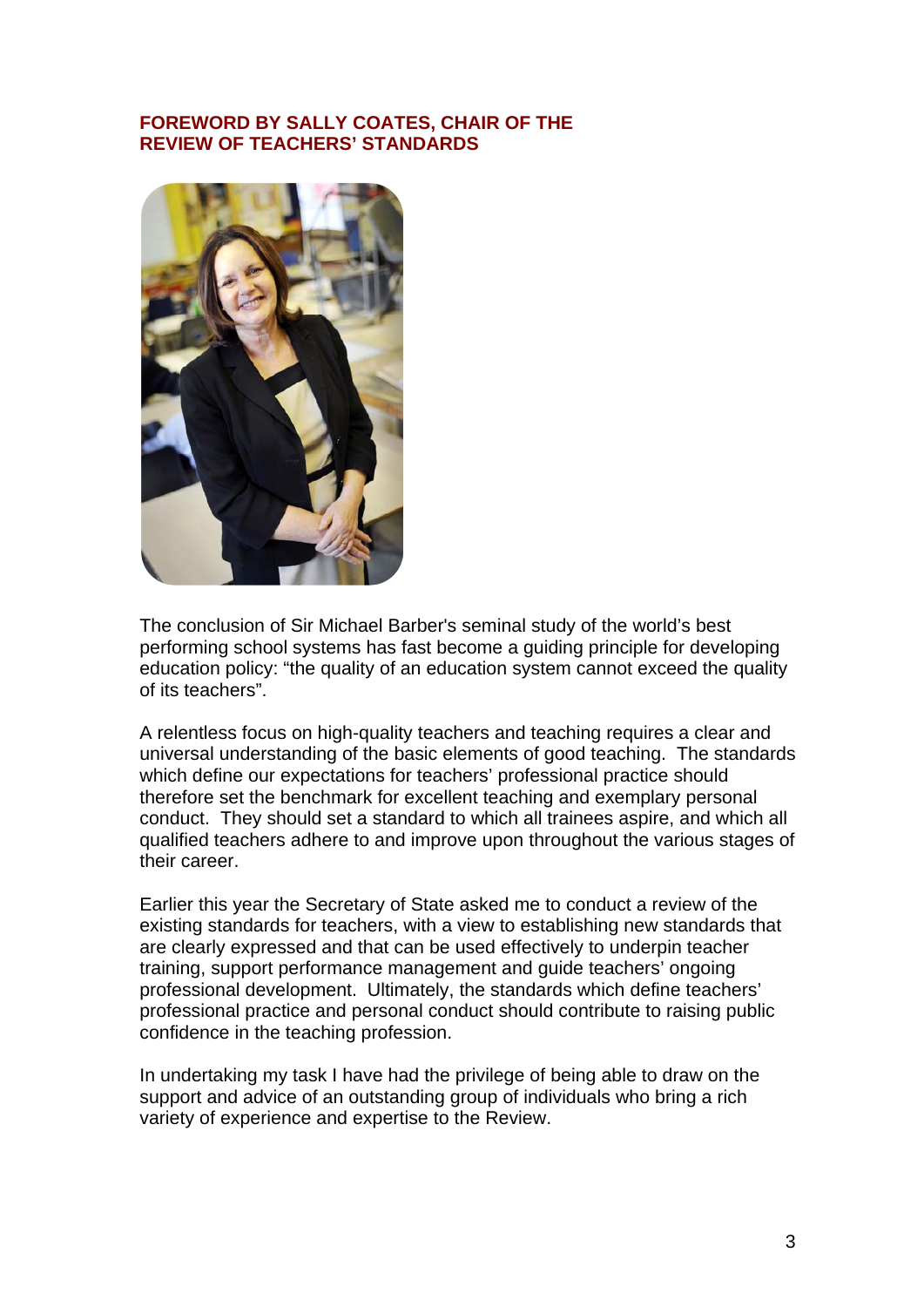## FOREWORD BY SALLY COATES, CHAIR OF THE REVIEW OF TEACHERS' STANDARDS

The conclusion of Sir Michael Barber's seminal study of the world's best performing school systems has fast become a guiding principle for developing education policy: "the quality of an education system cannot exceed the quality of its teachers".

A relentless focus on high-quality teachers and teaching requires a clear and universal understanding of the basic elements of good teaching. The standards which define our expectations for teachers' professional practice should therefore set the benchmark for excellent teaching and exemplary personal conduct. They should set a standard to which all trainees aspire, and which all qualified teachers adhere to and improve upon throughout the various stages of their career.

Earlier this year the Secretary of State asked me to conduct a review of the existing standards for teachers, with a view to establishing new standards that are clearly expressed and that can be used effectively to underpin teacher training, support performance management and guide teachers' ongoing professional development. Ultimately, the standards which define teachers' professional practice and personal conduct should contribute to raising public confidence in the teaching profession.

In undertaking my task I have had the privilege of being able to draw on the support and advice of an outstanding group of individuals who bring a rich variety of experience and expertise to the Review.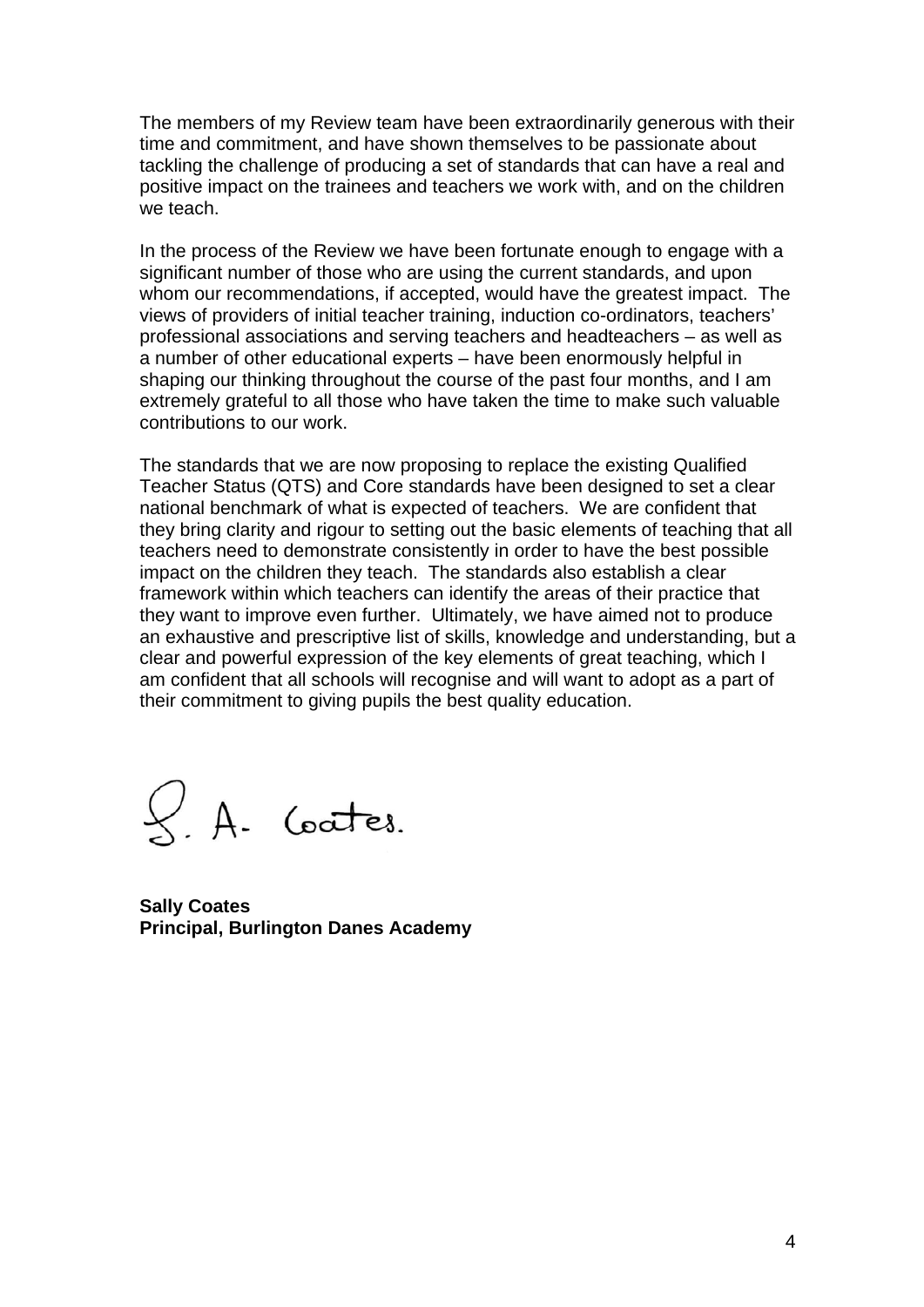The members of my Review team have been extraordinarily generous with their time and commitment, and have shown themselves to be passionate about tackling the challenge of producing a set of standards that can have a real and positive impact on the trainees and teachers we work with, and on the children we teach.

In the process of the Review we have been fortunate enough to engage with a significant number of those who are using the current standards, and upon whom our recommendations, if accepted, would have the greatest impact. The views of providers of initial teacher training, induction co-ordinators, teachers' professional associations and serving teachers and headteachers – as well as a number of other educational experts – have been enormously helpful in shaping our thinking throughout the course of the past four months, and I am extremely grateful to all those who have taken the time to make such valuable contributions to our work.

The standards that we are now proposing to replace the existing Qualified Teacher Status (QTS) and Core standards have been designed to set a clear national benchmark of what is expected of teachers. We are confident that they bring clarity and rigour to setting out the basic elements of teaching that all teachers need to demonstrate consistently in order to have the best possible impact on the children they teach. The standards also establish a clear framework within which teachers can identify the areas of their practice that they want to improve even further. Ultimately, we have aimed not to produce an exhaustive and prescriptive list of skills, knowledge and understanding, but a clear and powerful expression of the key elements of great teaching, which I am confident that all schools will recognise and will want to adopt as a part of their commitment to giving pupils the best quality education.

S. A. Coates.

**Sally Coates**
**Principal, Burlington Danes Academy**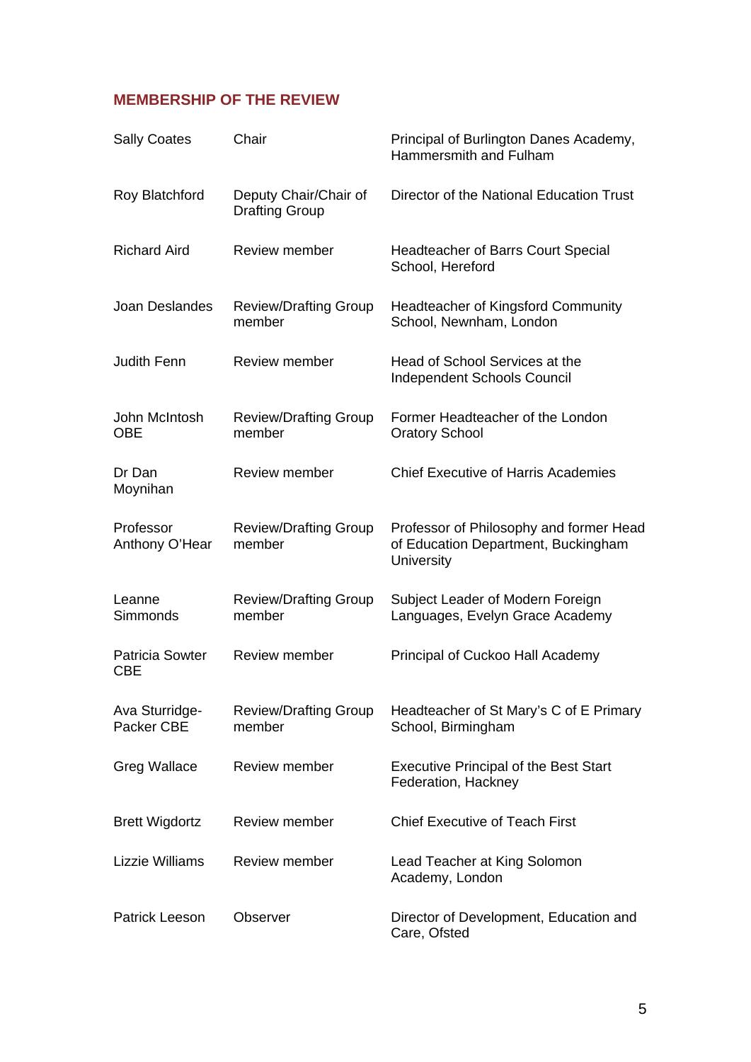## MEMBERSHIP OF THE REVIEW

| | | |
|---|---|---|
| Sally Coates | Chair | Principal of Burlington Danes Academy, Hammersmith and Fulham |
| Roy Blatchford | Deputy Chair/Chair of Drafting Group | Director of the National Education Trust |
| Richard Aird | Review member | Headteacher of Barrs Court Special School, Hereford |
| Joan Deslandes | Review/Drafting Group member | Headteacher of Kingsford Community School, Newnham, London |
| Judith Fenn | Review member | Head of School Services at the Independent Schools Council |
| John McIntosh OBE | Review/Drafting Group member | Former Headteacher of the London Oratory School |
| Dr Dan Moynihan | Review member | Chief Executive of Harris Academies |
| Professor Anthony O'Hear | Review/Drafting Group member | Professor of Philosophy and former Head of Education Department, Buckingham University |
| Leanne Simmonds | Review/Drafting Group member | Subject Leader of Modern Foreign Languages, Evelyn Grace Academy |
| Patricia Sowter CBE | Review member | Principal of Cuckoo Hall Academy |
| Ava Sturridge-Packer CBE | Review/Drafting Group member | Headteacher of St Mary's C of E Primary School, Birmingham |
| Greg Wallace | Review member | Executive Principal of the Best Start Federation, Hackney |
| Brett Wigdortz | Review member | Chief Executive of Teach First |
| Lizzie Williams | Review member | Lead Teacher at King Solomon Academy, London |
| Patrick Leeson | Observer | Director of Development, Education and Care, Ofsted |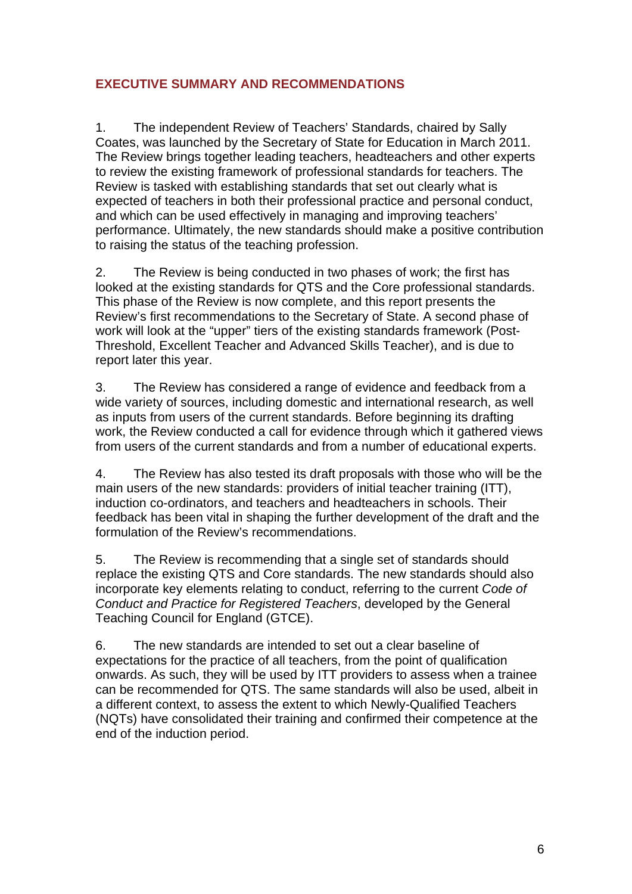## EXECUTIVE SUMMARY AND RECOMMENDATIONS

1. The independent Review of Teachers' Standards, chaired by Sally Coates, was launched by the Secretary of State for Education in March 2011. The Review brings together leading teachers, headteachers and other experts to review the existing framework of professional standards for teachers. The Review is tasked with establishing standards that set out clearly what is expected of teachers in both their professional practice and personal conduct, and which can be used effectively in managing and improving teachers' performance. Ultimately, the new standards should make a positive contribution to raising the status of the teaching profession.

2. The Review is being conducted in two phases of work; the first has looked at the existing standards for QTS and the Core professional standards. This phase of the Review is now complete, and this report presents the Review's first recommendations to the Secretary of State. A second phase of work will look at the "upper" tiers of the existing standards framework (Post-Threshold, Excellent Teacher and Advanced Skills Teacher), and is due to report later this year.

3. The Review has considered a range of evidence and feedback from a wide variety of sources, including domestic and international research, as well as inputs from users of the current standards. Before beginning its drafting work, the Review conducted a call for evidence through which it gathered views from users of the current standards and from a number of educational experts.

4. The Review has also tested its draft proposals with those who will be the main users of the new standards: providers of initial teacher training (ITT), induction co-ordinators, and teachers and headteachers in schools. Their feedback has been vital in shaping the further development of the draft and the formulation of the Review's recommendations.

5. The Review is recommending that a single set of standards should replace the existing QTS and Core standards. The new standards should also incorporate key elements relating to conduct, referring to the current *Code of Conduct and Practice for Registered Teachers*, developed by the General Teaching Council for England (GTCE).

6. The new standards are intended to set out a clear baseline of expectations for the practice of all teachers, from the point of qualification onwards. As such, they will be used by ITT providers to assess when a trainee can be recommended for QTS. The same standards will also be used, albeit in a different context, to assess the extent to which Newly-Qualified Teachers (NQTs) have consolidated their training and confirmed their competence at the end of the induction period.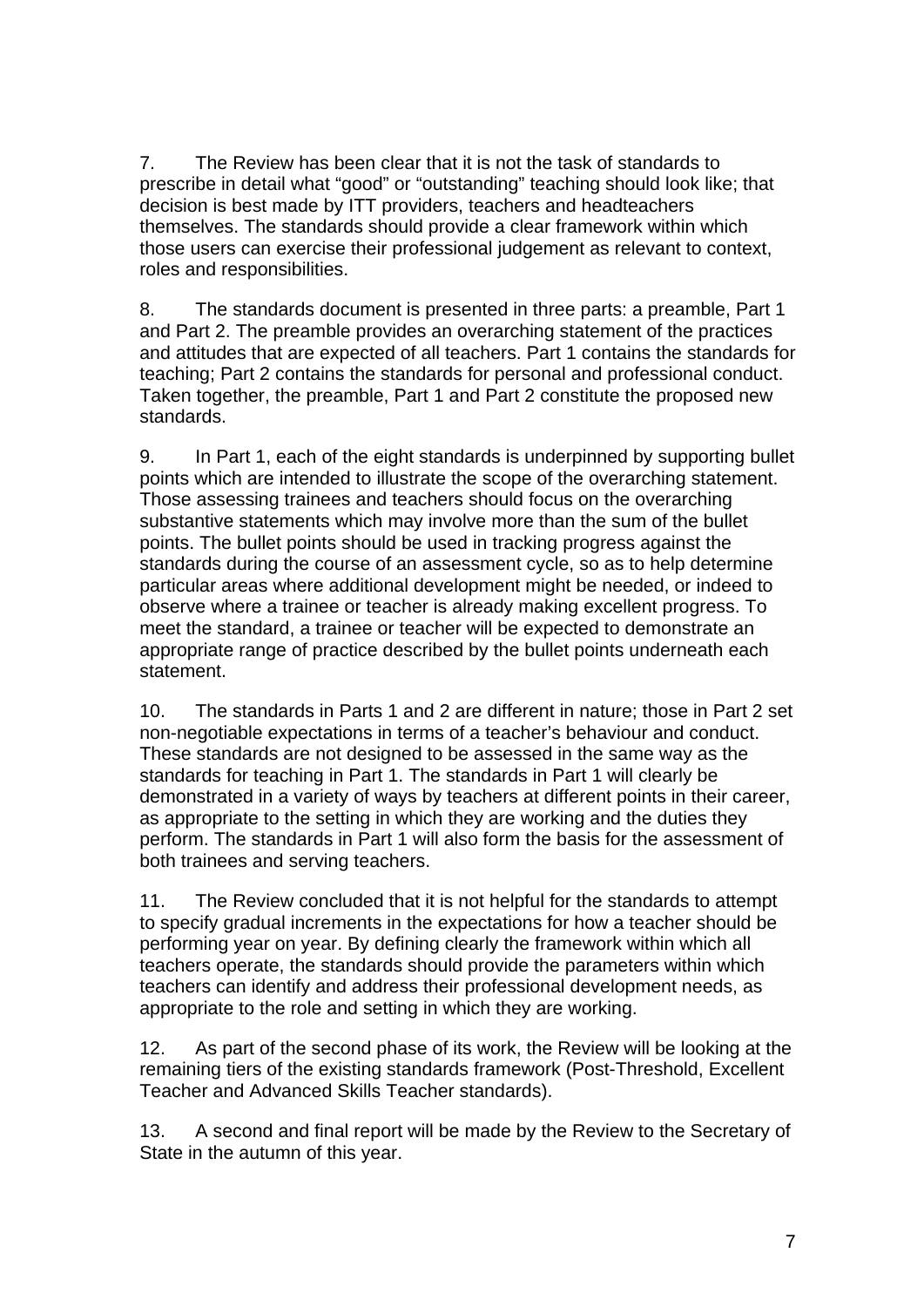7. The Review has been clear that it is not the task of standards to prescribe in detail what “good” or “outstanding” teaching should look like; that decision is best made by ITT providers, teachers and headteachers themselves. The standards should provide a clear framework within which those users can exercise their professional judgement as relevant to context, roles and responsibilities.

8. The standards document is presented in three parts: a preamble, Part 1 and Part 2. The preamble provides an overarching statement of the practices and attitudes that are expected of all teachers. Part 1 contains the standards for teaching; Part 2 contains the standards for personal and professional conduct. Taken together, the preamble, Part 1 and Part 2 constitute the proposed new standards.

9. In Part 1, each of the eight standards is underpinned by supporting bullet points which are intended to illustrate the scope of the overarching statement. Those assessing trainees and teachers should focus on the overarching substantive statements which may involve more than the sum of the bullet points. The bullet points should be used in tracking progress against the standards during the course of an assessment cycle, so as to help determine particular areas where additional development might be needed, or indeed to observe where a trainee or teacher is already making excellent progress. To meet the standard, a trainee or teacher will be expected to demonstrate an appropriate range of practice described by the bullet points underneath each statement.

10. The standards in Parts 1 and 2 are different in nature; those in Part 2 set non-negotiable expectations in terms of a teacher’s behaviour and conduct. These standards are not designed to be assessed in the same way as the standards for teaching in Part 1. The standards in Part 1 will clearly be demonstrated in a variety of ways by teachers at different points in their career, as appropriate to the setting in which they are working and the duties they perform. The standards in Part 1 will also form the basis for the assessment of both trainees and serving teachers.

11. The Review concluded that it is not helpful for the standards to attempt to specify gradual increments in the expectations for how a teacher should be performing year on year. By defining clearly the framework within which all teachers operate, the standards should provide the parameters within which teachers can identify and address their professional development needs, as appropriate to the role and setting in which they are working.

12. As part of the second phase of its work, the Review will be looking at the remaining tiers of the existing standards framework (Post-Threshold, Excellent Teacher and Advanced Skills Teacher standards).

13. A second and final report will be made by the Review to the Secretary of State in the autumn of this year.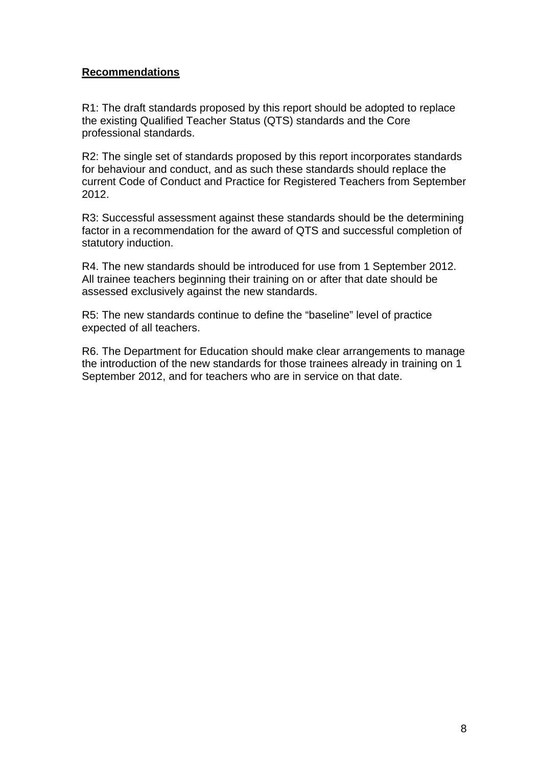## Recommendations

R1: The draft standards proposed by this report should be adopted to replace the existing Qualified Teacher Status (QTS) standards and the Core professional standards.

R2: The single set of standards proposed by this report incorporates standards for behaviour and conduct, and as such these standards should replace the current Code of Conduct and Practice for Registered Teachers from September 2012.

R3: Successful assessment against these standards should be the determining factor in a recommendation for the award of QTS and successful completion of statutory induction.

R4. The new standards should be introduced for use from 1 September 2012. All trainee teachers beginning their training on or after that date should be assessed exclusively against the new standards.

R5: The new standards continue to define the "baseline" level of practice expected of all teachers.

R6. The Department for Education should make clear arrangements to manage the introduction of the new standards for those trainees already in training on 1 September 2012, and for teachers who are in service on that date.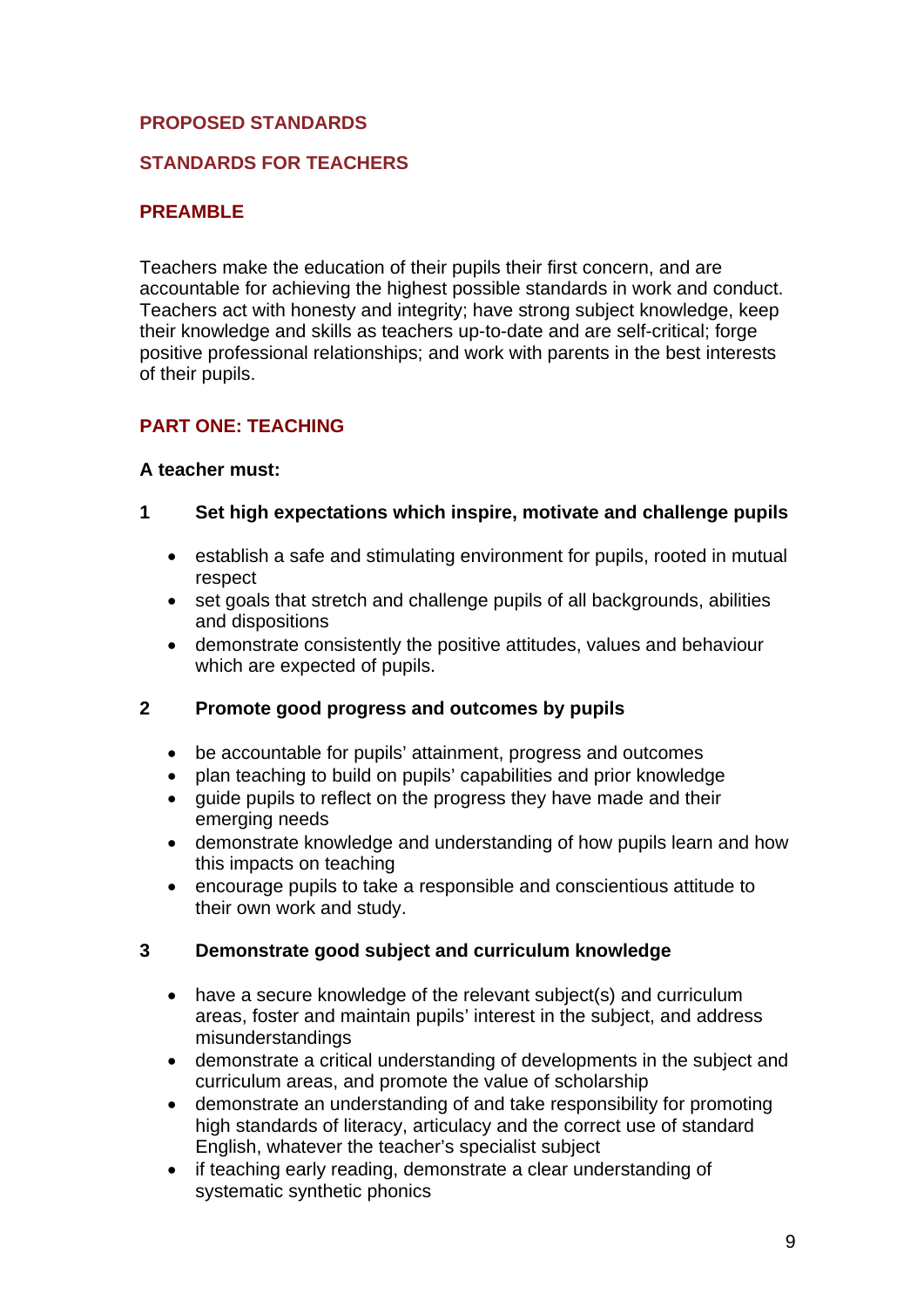## PROPOSED STANDARDS

## STANDARDS FOR TEACHERS

### PREAMBLE

Teachers make the education of their pupils their first concern, and are accountable for achieving the highest possible standards in work and conduct. Teachers act with honesty and integrity; have strong subject knowledge, keep their knowledge and skills as teachers up-to-date and are self-critical; forge positive professional relationships; and work with parents in the best interests of their pupils.

### PART ONE: TEACHING

**A teacher must:**

**1 Set high expectations which inspire, motivate and challenge pupils**

- establish a safe and stimulating environment for pupils, rooted in mutual respect
- set goals that stretch and challenge pupils of all backgrounds, abilities and dispositions
- demonstrate consistently the positive attitudes, values and behaviour which are expected of pupils.

**2 Promote good progress and outcomes by pupils**

- be accountable for pupils' attainment, progress and outcomes
- plan teaching to build on pupils' capabilities and prior knowledge
- guide pupils to reflect on the progress they have made and their emerging needs
- demonstrate knowledge and understanding of how pupils learn and how this impacts on teaching
- encourage pupils to take a responsible and conscientious attitude to their own work and study.

**3 Demonstrate good subject and curriculum knowledge**

- have a secure knowledge of the relevant subject(s) and curriculum areas, foster and maintain pupils' interest in the subject, and address misunderstandings
- demonstrate a critical understanding of developments in the subject and curriculum areas, and promote the value of scholarship
- demonstrate an understanding of and take responsibility for promoting high standards of literacy, articulacy and the correct use of standard English, whatever the teacher's specialist subject
- if teaching early reading, demonstrate a clear understanding of systematic synthetic phonics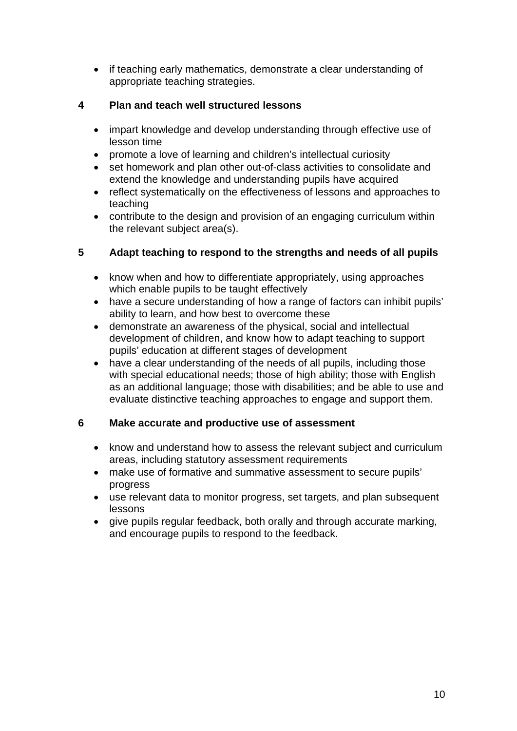- if teaching early mathematics, demonstrate a clear understanding of appropriate teaching strategies.

## 4 Plan and teach well structured lessons

- impart knowledge and develop understanding through effective use of lesson time
- promote a love of learning and children's intellectual curiosity
- set homework and plan other out-of-class activities to consolidate and extend the knowledge and understanding pupils have acquired
- reflect systematically on the effectiveness of lessons and approaches to teaching
- contribute to the design and provision of an engaging curriculum within the relevant subject area(s).

## 5 Adapt teaching to respond to the strengths and needs of all pupils

- know when and how to differentiate appropriately, using approaches which enable pupils to be taught effectively
- have a secure understanding of how a range of factors can inhibit pupils' ability to learn, and how best to overcome these
- demonstrate an awareness of the physical, social and intellectual development of children, and know how to adapt teaching to support pupils' education at different stages of development
- have a clear understanding of the needs of all pupils, including those with special educational needs; those of high ability; those with English as an additional language; those with disabilities; and be able to use and evaluate distinctive teaching approaches to engage and support them.

## 6 Make accurate and productive use of assessment

- know and understand how to assess the relevant subject and curriculum areas, including statutory assessment requirements
- make use of formative and summative assessment to secure pupils' progress
- use relevant data to monitor progress, set targets, and plan subsequent lessons
- give pupils regular feedback, both orally and through accurate marking, and encourage pupils to respond to the feedback.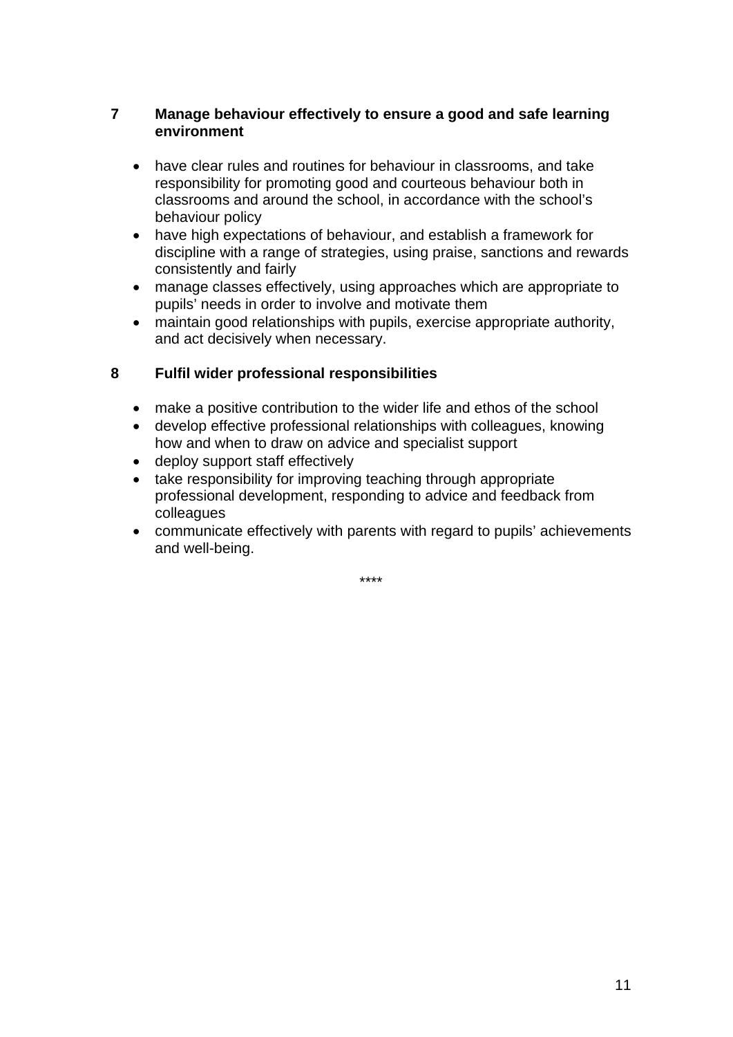**7 Manage behaviour effectively to ensure a good and safe learning environment**

- have clear rules and routines for behaviour in classrooms, and take responsibility for promoting good and courteous behaviour both in classrooms and around the school, in accordance with the school's behaviour policy
- have high expectations of behaviour, and establish a framework for discipline with a range of strategies, using praise, sanctions and rewards consistently and fairly
- manage classes effectively, using approaches which are appropriate to pupils' needs in order to involve and motivate them
- maintain good relationships with pupils, exercise appropriate authority, and act decisively when necessary.

**8 Fulfil wider professional responsibilities**

- make a positive contribution to the wider life and ethos of the school
- develop effective professional relationships with colleagues, knowing how and when to draw on advice and specialist support
- deploy support staff effectively
- take responsibility for improving teaching through appropriate professional development, responding to advice and feedback from colleagues
- communicate effectively with parents with regard to pupils' achievements and well-being.

****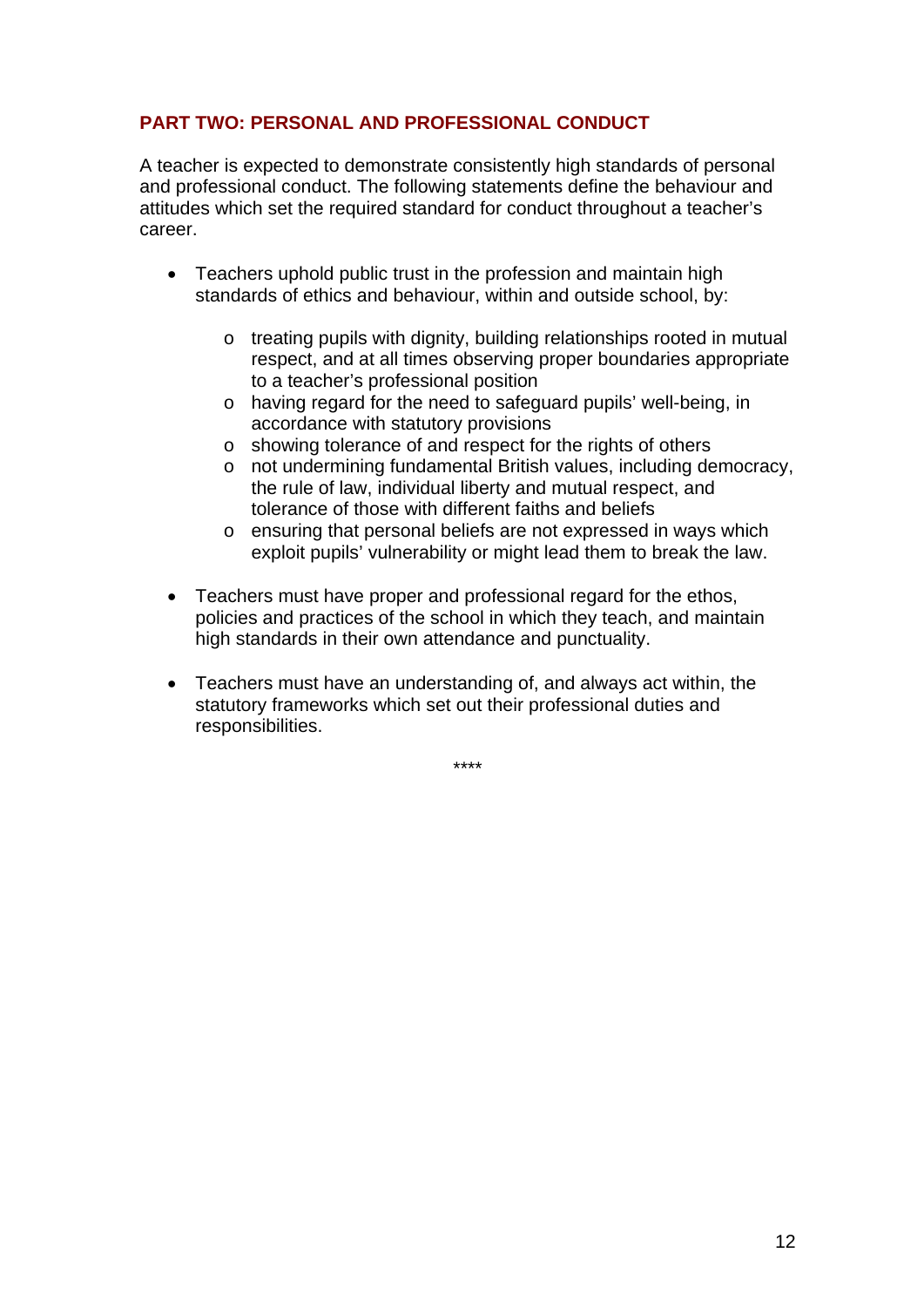## PART TWO: PERSONAL AND PROFESSIONAL CONDUCT

A teacher is expected to demonstrate consistently high standards of personal and professional conduct. The following statements define the behaviour and attitudes which set the required standard for conduct throughout a teacher's career.

- Teachers uphold public trust in the profession and maintain high standards of ethics and behaviour, within and outside school, by:
    - treating pupils with dignity, building relationships rooted in mutual respect, and at all times observing proper boundaries appropriate to a teacher's professional position
    - having regard for the need to safeguard pupils' well-being, in accordance with statutory provisions
    - showing tolerance of and respect for the rights of others
    - not undermining fundamental British values, including democracy, the rule of law, individual liberty and mutual respect, and tolerance of those with different faiths and beliefs
    - ensuring that personal beliefs are not expressed in ways which exploit pupils' vulnerability or might lead them to break the law.

- Teachers must have proper and professional regard for the ethos, policies and practices of the school in which they teach, and maintain high standards in their own attendance and punctuality.

- Teachers must have an understanding of, and always act within, the statutory frameworks which set out their professional duties and responsibilities.

****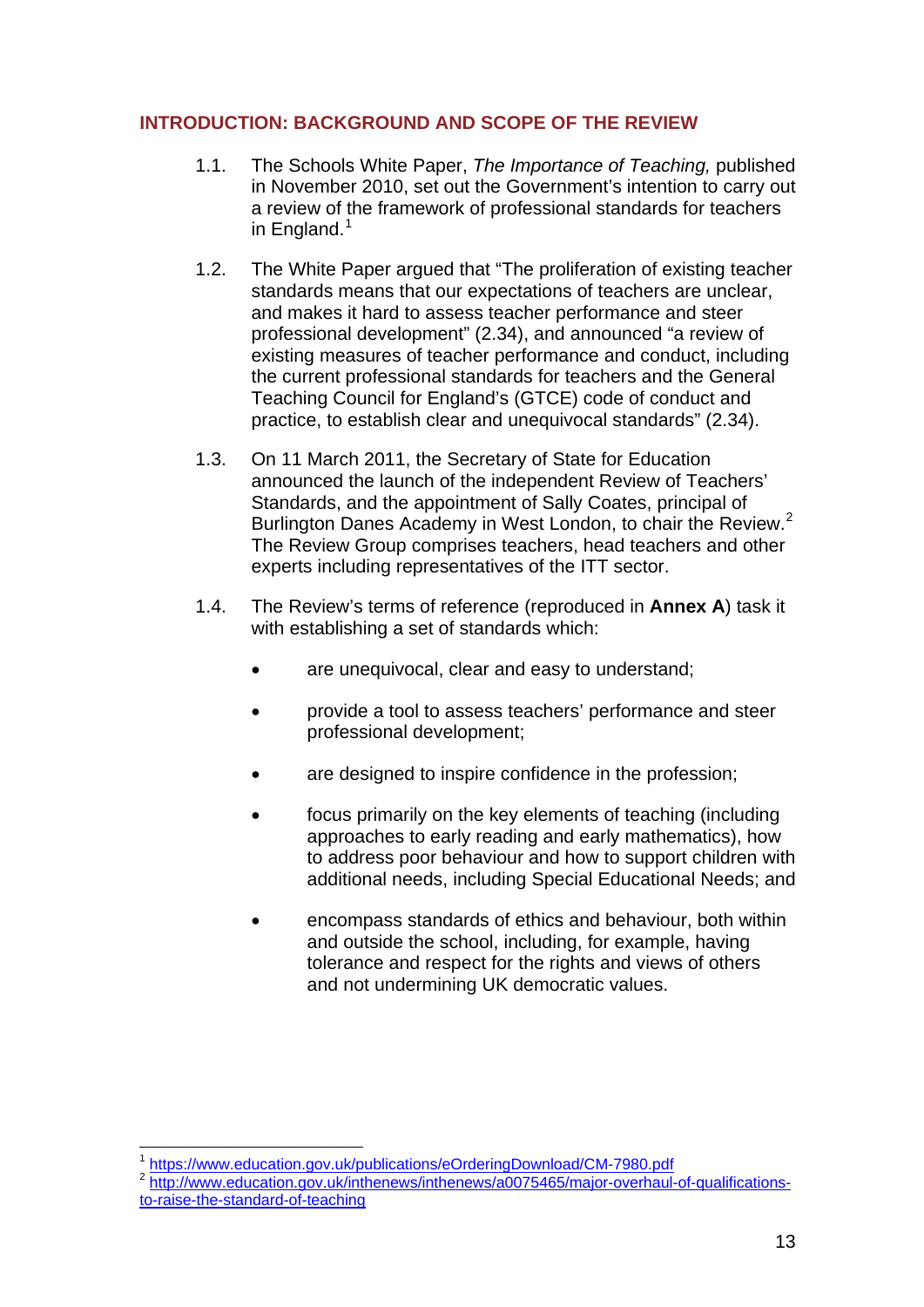## INTRODUCTION: BACKGROUND AND SCOPE OF THE REVIEW

1.1. The Schools White Paper, *The Importance of Teaching,* published in November 2010, set out the Government's intention to carry out a review of the framework of professional standards for teachers in England.[1]

1.2. The White Paper argued that "The proliferation of existing teacher standards means that our expectations of teachers are unclear, and makes it hard to assess teacher performance and steer professional development" (2.34), and announced "a review of existing measures of teacher performance and conduct, including the current professional standards for teachers and the General Teaching Council for England's (GTCE) code of conduct and practice, to establish clear and unequivocal standards" (2.34).

1.3. On 11 March 2011, the Secretary of State for Education announced the launch of the independent Review of Teachers' Standards, and the appointment of Sally Coates, principal of Burlington Danes Academy in West London, to chair the Review.[2] The Review Group comprises teachers, head teachers and other experts including representatives of the ITT sector.

1.4. The Review's terms of reference (reproduced in **Annex A**) task it with establishing a set of standards which:

- are unequivocal, clear and easy to understand;
- provide a tool to assess teachers' performance and steer professional development;
- are designed to inspire confidence in the profession;
- focus primarily on the key elements of teaching (including approaches to early reading and early mathematics), how to address poor behaviour and how to support children with additional needs, including Special Educational Needs; and
- encompass standards of ethics and behaviour, both within and outside the school, including, for example, having tolerance and respect for the rights and views of others and not undermining UK democratic values.

---

[1] https://www.education.gov.uk/publications/eOrderingDownload/CM-7980.pdf

[2] http://www.education.gov.uk/inthenews/inthenews/a0075465/major-overhaul-of-qualifications-to-raise-the-standard-of-teaching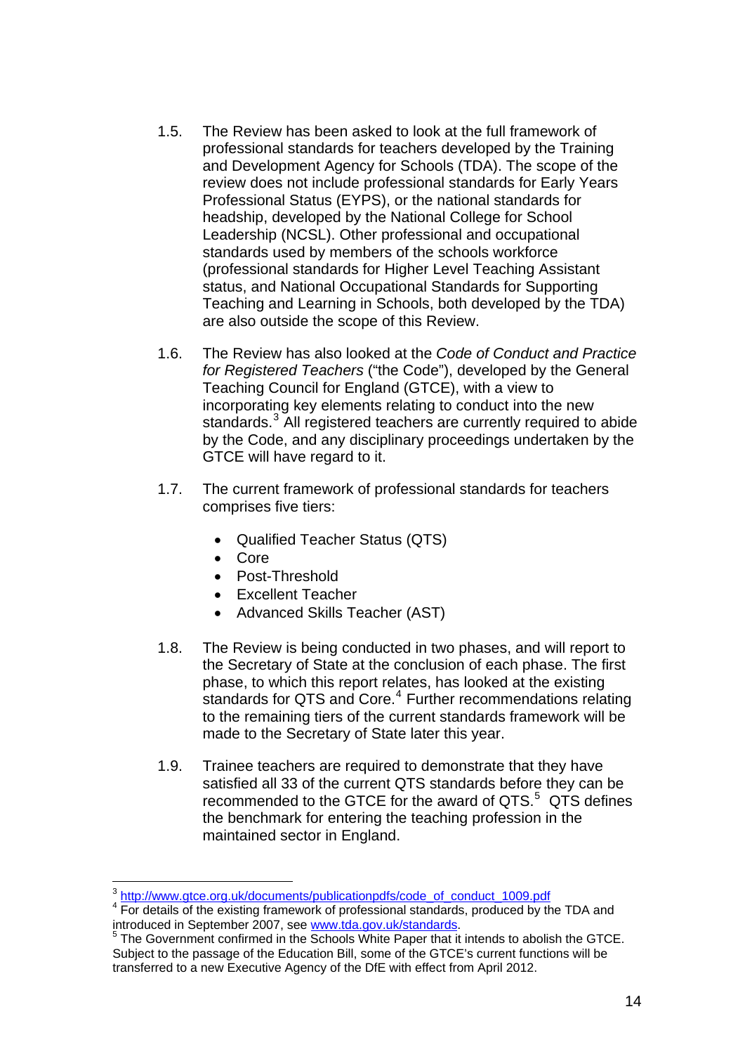1.5. The Review has been asked to look at the full framework of professional standards for teachers developed by the Training and Development Agency for Schools (TDA). The scope of the review does not include professional standards for Early Years Professional Status (EYPS), or the national standards for headship, developed by the National College for School Leadership (NCSL). Other professional and occupational standards used by members of the schools workforce (professional standards for Higher Level Teaching Assistant status, and National Occupational Standards for Supporting Teaching and Learning in Schools, both developed by the TDA) are also outside the scope of this Review.

1.6. The Review has also looked at the *Code of Conduct and Practice for Registered Teachers* ("the Code"), developed by the General Teaching Council for England (GTCE), with a view to incorporating key elements relating to conduct into the new standards.[3] All registered teachers are currently required to abide by the Code, and any disciplinary proceedings undertaken by the GTCE will have regard to it.

1.7. The current framework of professional standards for teachers comprises five tiers:

- Qualified Teacher Status (QTS)
- Core
- Post-Threshold
- Excellent Teacher
- Advanced Skills Teacher (AST)

1.8. The Review is being conducted in two phases, and will report to the Secretary of State at the conclusion of each phase. The first phase, to which this report relates, has looked at the existing standards for QTS and Core.[4] Further recommendations relating to the remaining tiers of the current standards framework will be made to the Secretary of State later this year.

1.9. Trainee teachers are required to demonstrate that they have satisfied all 33 of the current QTS standards before they can be recommended to the GTCE for the award of QTS.[5] QTS defines the benchmark for entering the teaching profession in the maintained sector in England.

---

[3] http://www.gtce.org.uk/documents/publicationpdfs/code_of_conduct_1009.pdf

[4] For details of the existing framework of professional standards, produced by the TDA and introduced in September 2007, see www.tda.gov.uk/standards.

[5] The Government confirmed in the Schools White Paper that it intends to abolish the GTCE. Subject to the passage of the Education Bill, some of the GTCE's current functions will be transferred to a new Executive Agency of the DfE with effect from April 2012.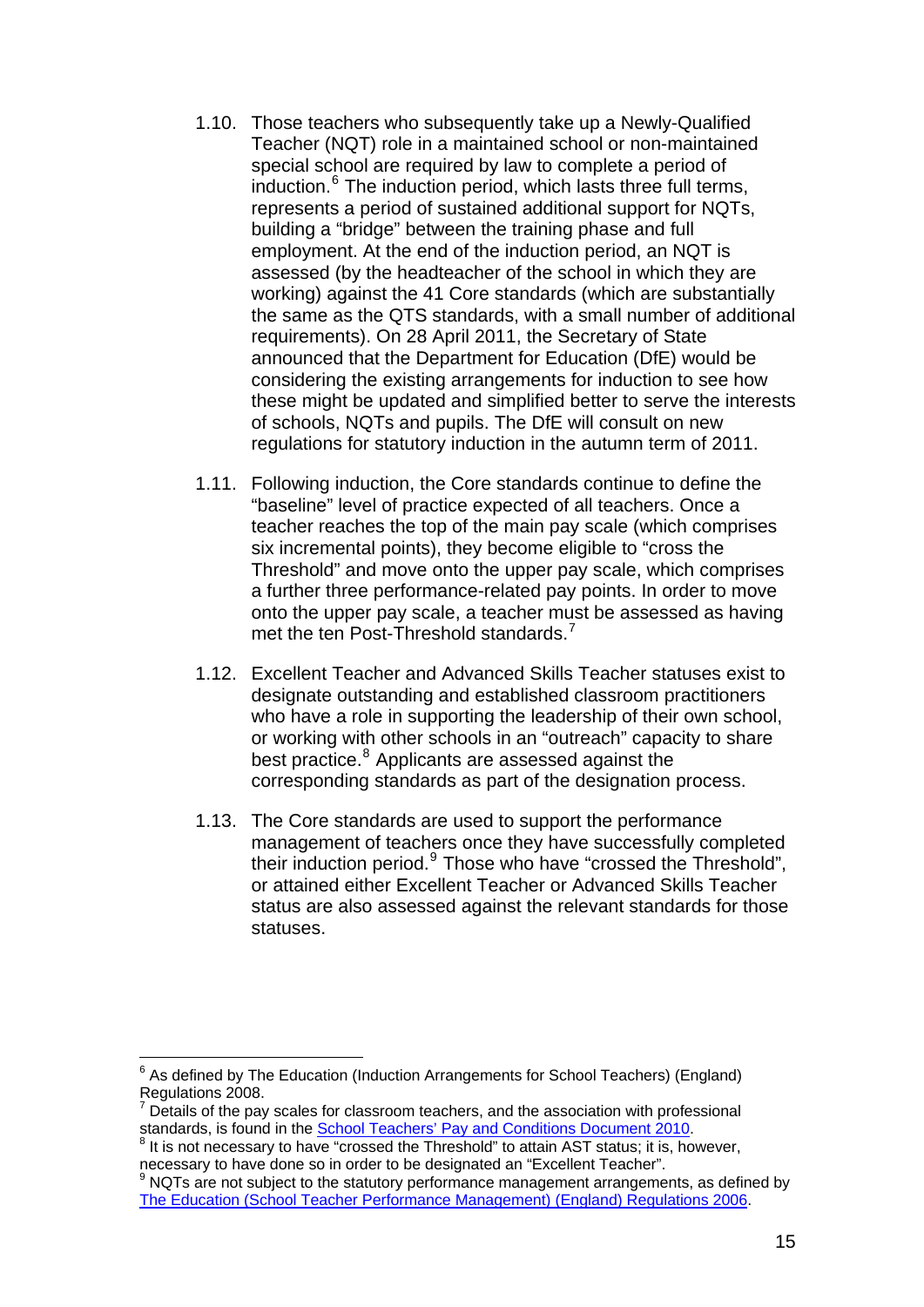1.10. Those teachers who subsequently take up a Newly-Qualified Teacher (NQT) role in a maintained school or non-maintained special school are required by law to complete a period of induction.[6] The induction period, which lasts three full terms, represents a period of sustained additional support for NQTs, building a "bridge" between the training phase and full employment. At the end of the induction period, an NQT is assessed (by the headteacher of the school in which they are working) against the 41 Core standards (which are substantially the same as the QTS standards, with a small number of additional requirements). On 28 April 2011, the Secretary of State announced that the Department for Education (DfE) would be considering the existing arrangements for induction to see how these might be updated and simplified better to serve the interests of schools, NQTs and pupils. The DfE will consult on new regulations for statutory induction in the autumn term of 2011.

1.11. Following induction, the Core standards continue to define the "baseline" level of practice expected of all teachers. Once a teacher reaches the top of the main pay scale (which comprises six incremental points), they become eligible to "cross the Threshold" and move onto the upper pay scale, which comprises a further three performance-related pay points. In order to move onto the upper pay scale, a teacher must be assessed as having met the ten Post-Threshold standards.[7]

1.12. Excellent Teacher and Advanced Skills Teacher statuses exist to designate outstanding and established classroom practitioners who have a role in supporting the leadership of their own school, or working with other schools in an "outreach" capacity to share best practice.[8] Applicants are assessed against the corresponding standards as part of the designation process.

1.13. The Core standards are used to support the performance management of teachers once they have successfully completed their induction period.[9] Those who have "crossed the Threshold", or attained either Excellent Teacher or Advanced Skills Teacher status are also assessed against the relevant standards for those statuses.

---

[6] As defined by The Education (Induction Arrangements for School Teachers) (England) Regulations 2008.

[7] Details of the pay scales for classroom teachers, and the association with professional standards, is found in the School Teachers' Pay and Conditions Document 2010.

[8] It is not necessary to have "crossed the Threshold" to attain AST status; it is, however, necessary to have done so in order to be designated an "Excellent Teacher".

[9] NQTs are not subject to the statutory performance management arrangements, as defined by The Education (School Teacher Performance Management) (England) Regulations 2006.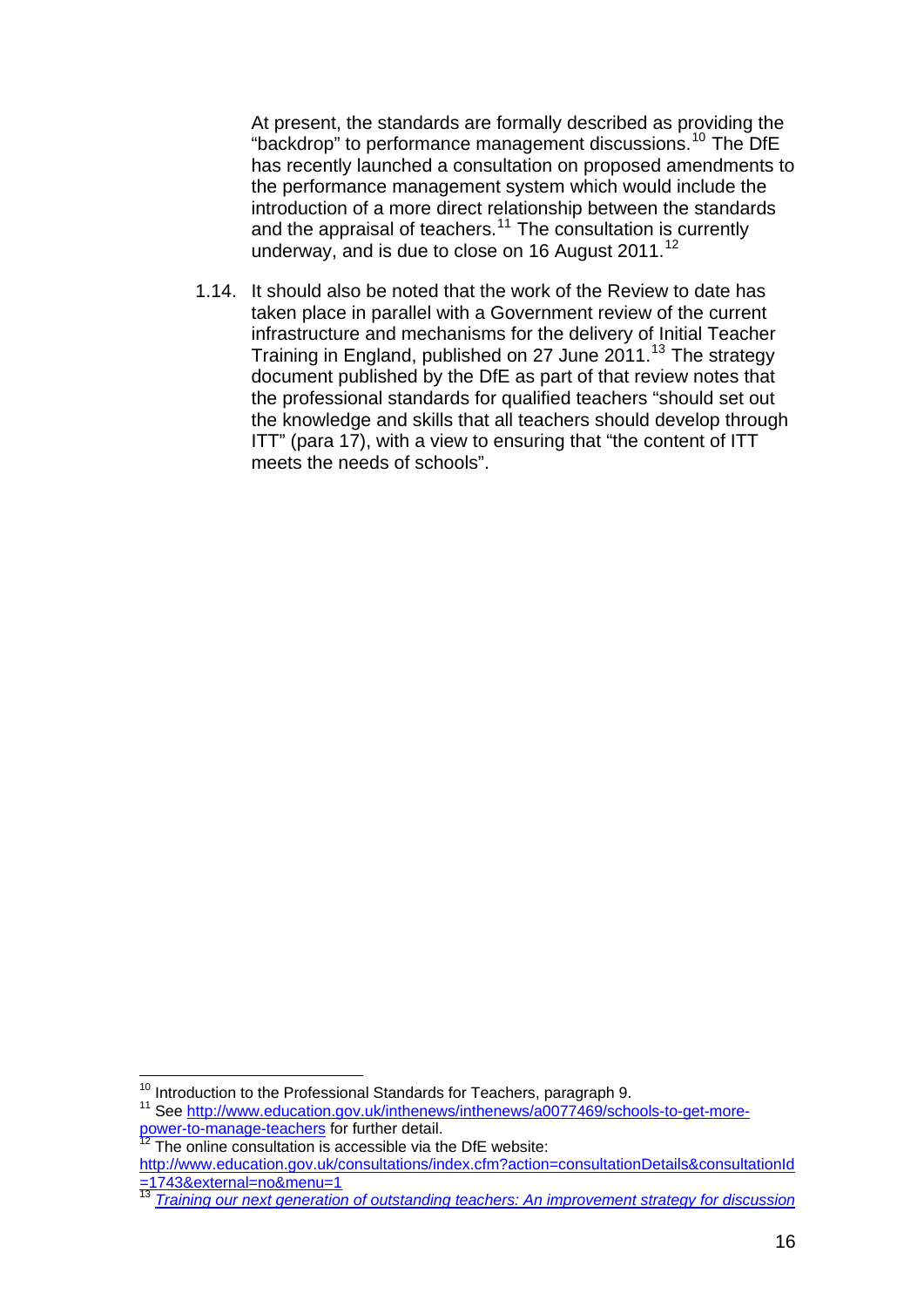At present, the standards are formally described as providing the "backdrop" to performance management discussions.[10] The DfE has recently launched a consultation on proposed amendments to the performance management system which would include the introduction of a more direct relationship between the standards and the appraisal of teachers.[11] The consultation is currently underway, and is due to close on 16 August 2011.[12]

1.14. It should also be noted that the work of the Review to date has taken place in parallel with a Government review of the current infrastructure and mechanisms for the delivery of Initial Teacher Training in England, published on 27 June 2011.[13] The strategy document published by the DfE as part of that review notes that the professional standards for qualified teachers "should set out the knowledge and skills that all teachers should develop through ITT" (para 17), with a view to ensuring that "the content of ITT meets the needs of schools".

---

[10] Introduction to the Professional Standards for Teachers, paragraph 9.

[11] See http://www.education.gov.uk/inthenews/inthenews/a0077469/schools-to-get-more-power-to-manage-teachers for further detail.

[12] The online consultation is accessible via the DfE website: http://www.education.gov.uk/consultations/index.cfm?action=consultationDetails&consultationId=1743&external=no&menu=1

[13] *Training our next generation of outstanding teachers: An improvement strategy for discussion*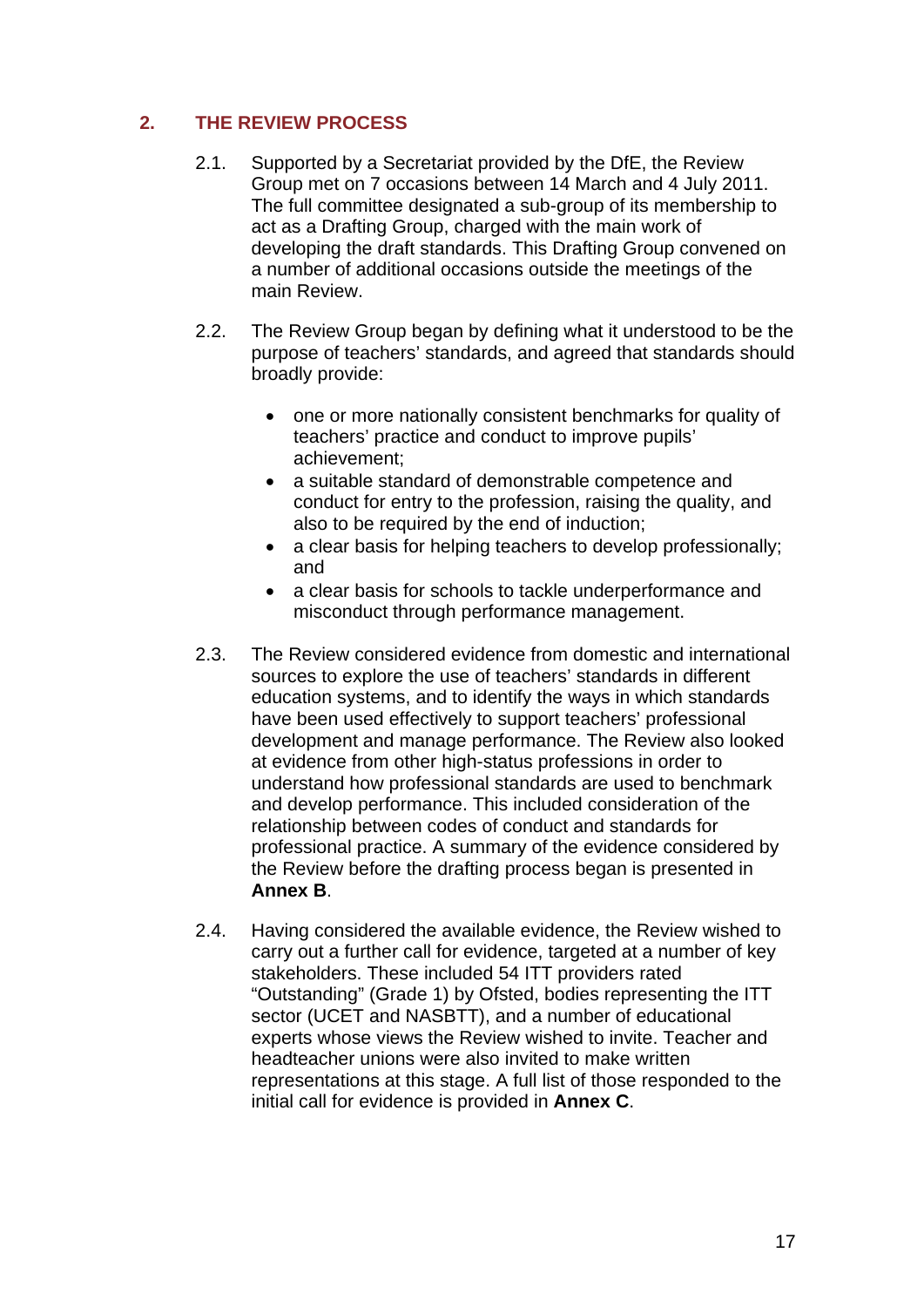## 2. THE REVIEW PROCESS

2.1. Supported by a Secretariat provided by the DfE, the Review Group met on 7 occasions between 14 March and 4 July 2011. The full committee designated a sub-group of its membership to act as a Drafting Group, charged with the main work of developing the draft standards. This Drafting Group convened on a number of additional occasions outside the meetings of the main Review.

2.2. The Review Group began by defining what it understood to be the purpose of teachers' standards, and agreed that standards should broadly provide:

- one or more nationally consistent benchmarks for quality of teachers' practice and conduct to improve pupils' achievement;
- a suitable standard of demonstrable competence and conduct for entry to the profession, raising the quality, and also to be required by the end of induction;
- a clear basis for helping teachers to develop professionally; and
- a clear basis for schools to tackle underperformance and misconduct through performance management.

2.3. The Review considered evidence from domestic and international sources to explore the use of teachers' standards in different education systems, and to identify the ways in which standards have been used effectively to support teachers' professional development and manage performance. The Review also looked at evidence from other high-status professions in order to understand how professional standards are used to benchmark and develop performance. This included consideration of the relationship between codes of conduct and standards for professional practice. A summary of the evidence considered by the Review before the drafting process began is presented in **Annex B**.

2.4. Having considered the available evidence, the Review wished to carry out a further call for evidence, targeted at a number of key stakeholders. These included 54 ITT providers rated "Outstanding" (Grade 1) by Ofsted, bodies representing the ITT sector (UCET and NASBTT), and a number of educational experts whose views the Review wished to invite. Teacher and headteacher unions were also invited to make written representations at this stage. A full list of those responded to the initial call for evidence is provided in **Annex C**.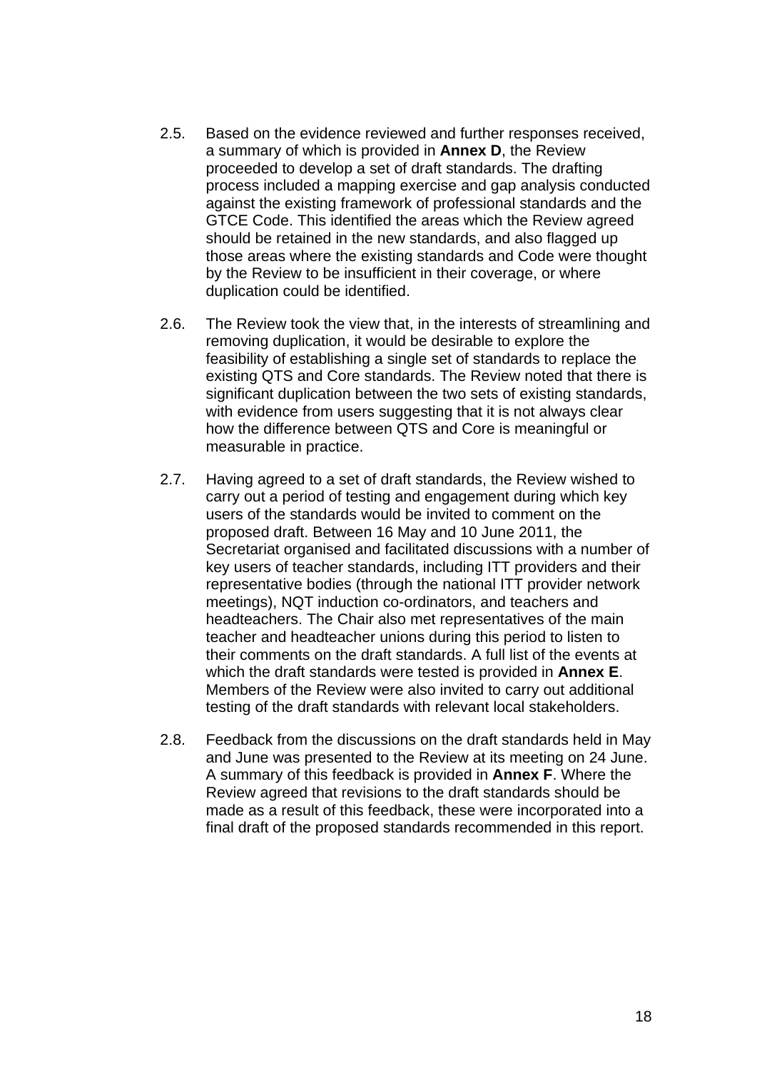2.5. Based on the evidence reviewed and further responses received, a summary of which is provided in **Annex D**, the Review proceeded to develop a set of draft standards. The drafting process included a mapping exercise and gap analysis conducted against the existing framework of professional standards and the GTCE Code. This identified the areas which the Review agreed should be retained in the new standards, and also flagged up those areas where the existing standards and Code were thought by the Review to be insufficient in their coverage, or where duplication could be identified.

2.6. The Review took the view that, in the interests of streamlining and removing duplication, it would be desirable to explore the feasibility of establishing a single set of standards to replace the existing QTS and Core standards. The Review noted that there is significant duplication between the two sets of existing standards, with evidence from users suggesting that it is not always clear how the difference between QTS and Core is meaningful or measurable in practice.

2.7. Having agreed to a set of draft standards, the Review wished to carry out a period of testing and engagement during which key users of the standards would be invited to comment on the proposed draft. Between 16 May and 10 June 2011, the Secretariat organised and facilitated discussions with a number of key users of teacher standards, including ITT providers and their representative bodies (through the national ITT provider network meetings), NQT induction co-ordinators, and teachers and headteachers. The Chair also met representatives of the main teacher and headteacher unions during this period to listen to their comments on the draft standards. A full list of the events at which the draft standards were tested is provided in **Annex E**. Members of the Review were also invited to carry out additional testing of the draft standards with relevant local stakeholders.

2.8. Feedback from the discussions on the draft standards held in May and June was presented to the Review at its meeting on 24 June. A summary of this feedback is provided in **Annex F**. Where the Review agreed that revisions to the draft standards should be made as a result of this feedback, these were incorporated into a final draft of the proposed standards recommended in this report.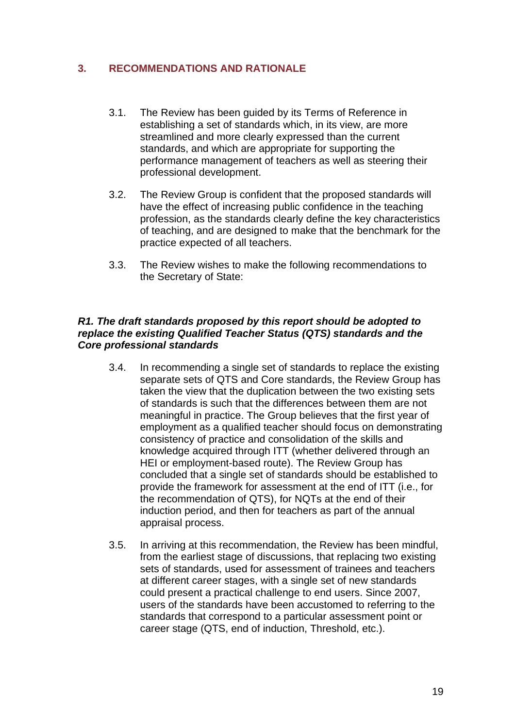## 3. RECOMMENDATIONS AND RATIONALE

3.1. The Review has been guided by its Terms of Reference in establishing a set of standards which, in its view, are more streamlined and more clearly expressed than the current standards, and which are appropriate for supporting the performance management of teachers as well as steering their professional development.

3.2. The Review Group is confident that the proposed standards will have the effect of increasing public confidence in the teaching profession, as the standards clearly define the key characteristics of teaching, and are designed to make that the benchmark for the practice expected of all teachers.

3.3. The Review wishes to make the following recommendations to the Secretary of State:

***R1. The draft standards proposed by this report should be adopted to replace the existing Qualified Teacher Status (QTS) standards and the Core professional standards***

3.4. In recommending a single set of standards to replace the existing separate sets of QTS and Core standards, the Review Group has taken the view that the duplication between the two existing sets of standards is such that the differences between them are not meaningful in practice. The Group believes that the first year of employment as a qualified teacher should focus on demonstrating consistency of practice and consolidation of the skills and knowledge acquired through ITT (whether delivered through an HEI or employment-based route). The Review Group has concluded that a single set of standards should be established to provide the framework for assessment at the end of ITT (i.e., for the recommendation of QTS), for NQTs at the end of their induction period, and then for teachers as part of the annual appraisal process.

3.5. In arriving at this recommendation, the Review has been mindful, from the earliest stage of discussions, that replacing two existing sets of standards, used for assessment of trainees and teachers at different career stages, with a single set of new standards could present a practical challenge to end users. Since 2007, users of the standards have been accustomed to referring to the standards that correspond to a particular assessment point or career stage (QTS, end of induction, Threshold, etc.).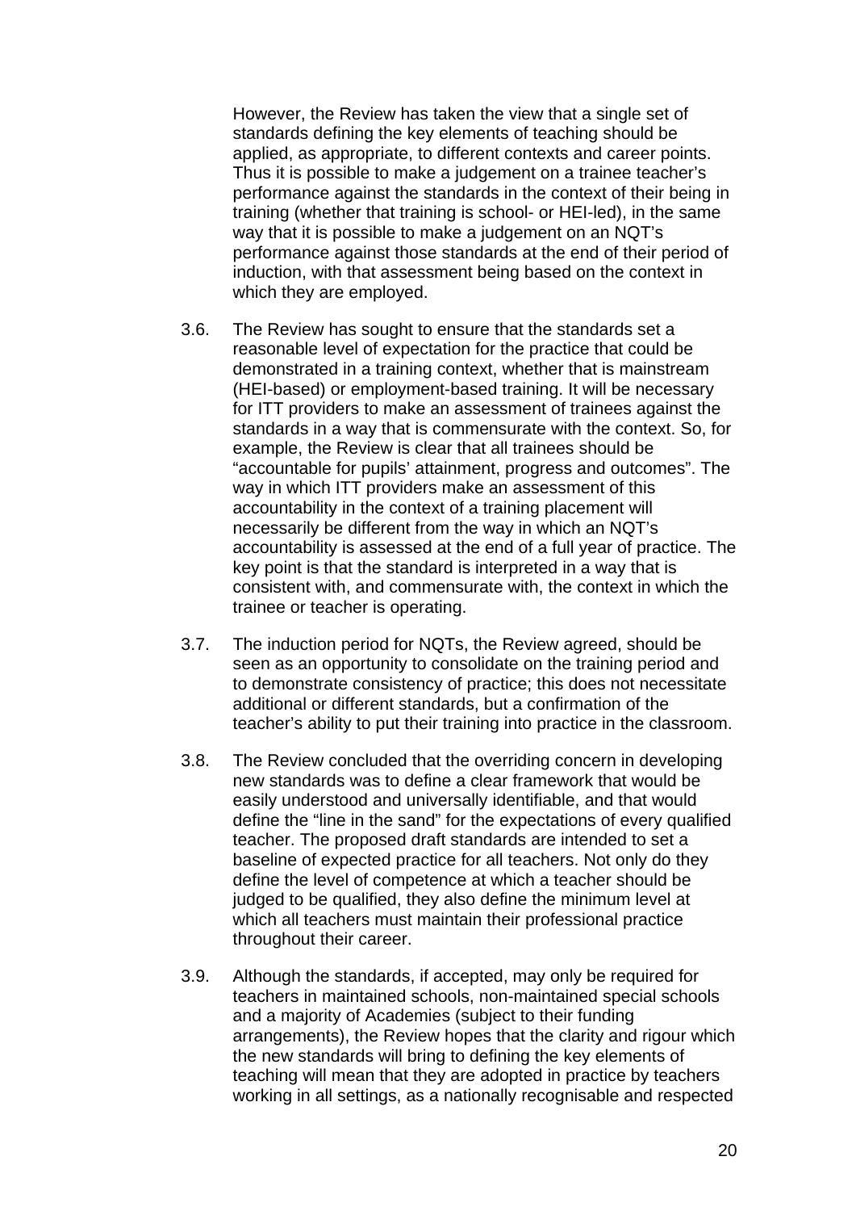However, the Review has taken the view that a single set of standards defining the key elements of teaching should be applied, as appropriate, to different contexts and career points. Thus it is possible to make a judgement on a trainee teacher's performance against the standards in the context of their being in training (whether that training is school- or HEI-led), in the same way that it is possible to make a judgement on an NQT's performance against those standards at the end of their period of induction, with that assessment being based on the context in which they are employed.

3.6. The Review has sought to ensure that the standards set a reasonable level of expectation for the practice that could be demonstrated in a training context, whether that is mainstream (HEI-based) or employment-based training. It will be necessary for ITT providers to make an assessment of trainees against the standards in a way that is commensurate with the context. So, for example, the Review is clear that all trainees should be "accountable for pupils' attainment, progress and outcomes". The way in which ITT providers make an assessment of this accountability in the context of a training placement will necessarily be different from the way in which an NQT's accountability is assessed at the end of a full year of practice. The key point is that the standard is interpreted in a way that is consistent with, and commensurate with, the context in which the trainee or teacher is operating.

3.7. The induction period for NQTs, the Review agreed, should be seen as an opportunity to consolidate on the training period and to demonstrate consistency of practice; this does not necessitate additional or different standards, but a confirmation of the teacher's ability to put their training into practice in the classroom.

3.8. The Review concluded that the overriding concern in developing new standards was to define a clear framework that would be easily understood and universally identifiable, and that would define the "line in the sand" for the expectations of every qualified teacher. The proposed draft standards are intended to set a baseline of expected practice for all teachers. Not only do they define the level of competence at which a teacher should be judged to be qualified, they also define the minimum level at which all teachers must maintain their professional practice throughout their career.

3.9. Although the standards, if accepted, may only be required for teachers in maintained schools, non-maintained special schools and a majority of Academies (subject to their funding arrangements), the Review hopes that the clarity and rigour which the new standards will bring to defining the key elements of teaching will mean that they are adopted in practice by teachers working in all settings, as a nationally recognisable and respected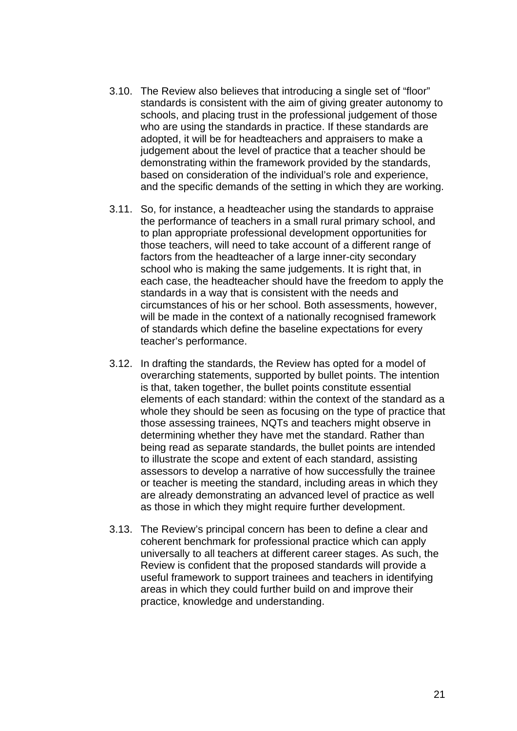3.10. The Review also believes that introducing a single set of “floor” standards is consistent with the aim of giving greater autonomy to schools, and placing trust in the professional judgement of those who are using the standards in practice. If these standards are adopted, it will be for headteachers and appraisers to make a judgement about the level of practice that a teacher should be demonstrating within the framework provided by the standards, based on consideration of the individual’s role and experience, and the specific demands of the setting in which they are working.

3.11. So, for instance, a headteacher using the standards to appraise the performance of teachers in a small rural primary school, and to plan appropriate professional development opportunities for those teachers, will need to take account of a different range of factors from the headteacher of a large inner-city secondary school who is making the same judgements. It is right that, in each case, the headteacher should have the freedom to apply the standards in a way that is consistent with the needs and circumstances of his or her school. Both assessments, however, will be made in the context of a nationally recognised framework of standards which define the baseline expectations for every teacher’s performance.

3.12. In drafting the standards, the Review has opted for a model of overarching statements, supported by bullet points. The intention is that, taken together, the bullet points constitute essential elements of each standard: within the context of the standard as a whole they should be seen as focusing on the type of practice that those assessing trainees, NQTs and teachers might observe in determining whether they have met the standard. Rather than being read as separate standards, the bullet points are intended to illustrate the scope and extent of each standard, assisting assessors to develop a narrative of how successfully the trainee or teacher is meeting the standard, including areas in which they are already demonstrating an advanced level of practice as well as those in which they might require further development.

3.13. The Review’s principal concern has been to define a clear and coherent benchmark for professional practice which can apply universally to all teachers at different career stages. As such, the Review is confident that the proposed standards will provide a useful framework to support trainees and teachers in identifying areas in which they could further build on and improve their practice, knowledge and understanding.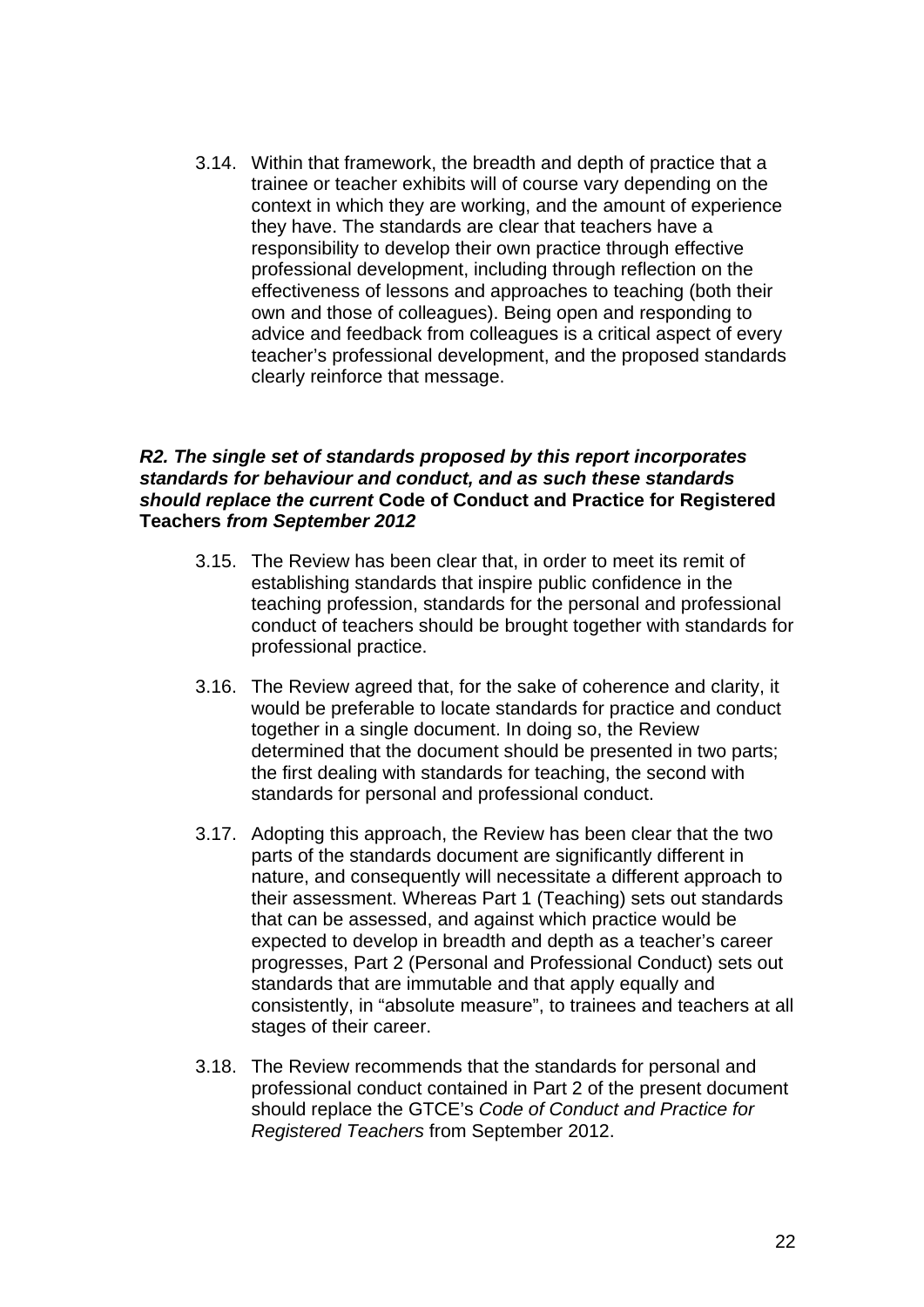3.14. Within that framework, the breadth and depth of practice that a trainee or teacher exhibits will of course vary depending on the context in which they are working, and the amount of experience they have. The standards are clear that teachers have a responsibility to develop their own practice through effective professional development, including through reflection on the effectiveness of lessons and approaches to teaching (both their own and those of colleagues). Being open and responding to advice and feedback from colleagues is a critical aspect of every teacher's professional development, and the proposed standards clearly reinforce that message.

***R2. The single set of standards proposed by this report incorporates standards for behaviour and conduct, and as such these standards should replace the current* Code of Conduct and Practice for Registered Teachers *from September 2012***

3.15. The Review has been clear that, in order to meet its remit of establishing standards that inspire public confidence in the teaching profession, standards for the personal and professional conduct of teachers should be brought together with standards for professional practice.

3.16. The Review agreed that, for the sake of coherence and clarity, it would be preferable to locate standards for practice and conduct together in a single document. In doing so, the Review determined that the document should be presented in two parts; the first dealing with standards for teaching, the second with standards for personal and professional conduct.

3.17. Adopting this approach, the Review has been clear that the two parts of the standards document are significantly different in nature, and consequently will necessitate a different approach to their assessment. Whereas Part 1 (Teaching) sets out standards that can be assessed, and against which practice would be expected to develop in breadth and depth as a teacher's career progresses, Part 2 (Personal and Professional Conduct) sets out standards that are immutable and that apply equally and consistently, in "absolute measure", to trainees and teachers at all stages of their career.

3.18. The Review recommends that the standards for personal and professional conduct contained in Part 2 of the present document should replace the GTCE's *Code of Conduct and Practice for Registered Teachers* from September 2012.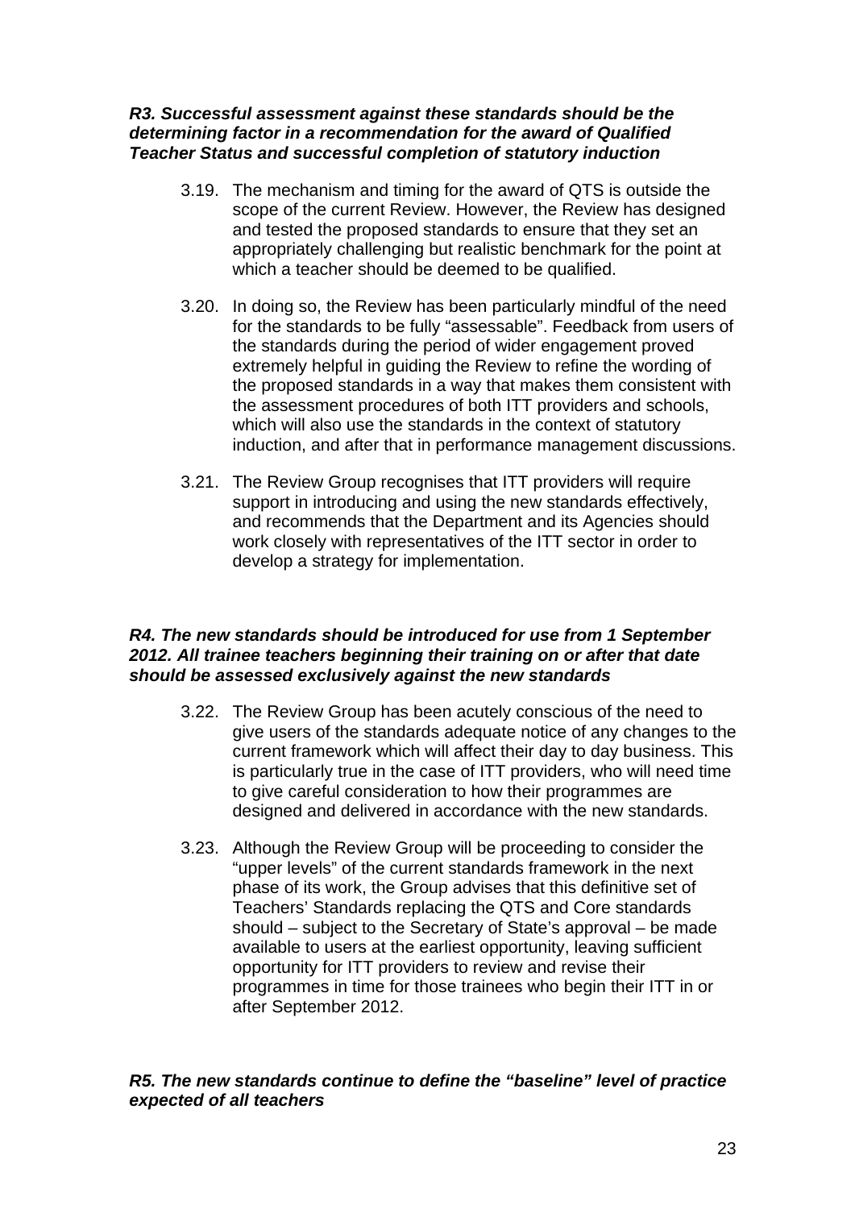***R3. Successful assessment against these standards should be the determining factor in a recommendation for the award of Qualified Teacher Status and successful completion of statutory induction***

3.19. The mechanism and timing for the award of QTS is outside the scope of the current Review. However, the Review has designed and tested the proposed standards to ensure that they set an appropriately challenging but realistic benchmark for the point at which a teacher should be deemed to be qualified.

3.20. In doing so, the Review has been particularly mindful of the need for the standards to be fully "assessable". Feedback from users of the standards during the period of wider engagement proved extremely helpful in guiding the Review to refine the wording of the proposed standards in a way that makes them consistent with the assessment procedures of both ITT providers and schools, which will also use the standards in the context of statutory induction, and after that in performance management discussions.

3.21. The Review Group recognises that ITT providers will require support in introducing and using the new standards effectively, and recommends that the Department and its Agencies should work closely with representatives of the ITT sector in order to develop a strategy for implementation.

***R4. The new standards should be introduced for use from 1 September 2012. All trainee teachers beginning their training on or after that date should be assessed exclusively against the new standards***

3.22. The Review Group has been acutely conscious of the need to give users of the standards adequate notice of any changes to the current framework which will affect their day to day business. This is particularly true in the case of ITT providers, who will need time to give careful consideration to how their programmes are designed and delivered in accordance with the new standards.

3.23. Although the Review Group will be proceeding to consider the "upper levels" of the current standards framework in the next phase of its work, the Group advises that this definitive set of Teachers' Standards replacing the QTS and Core standards should – subject to the Secretary of State's approval – be made available to users at the earliest opportunity, leaving sufficient opportunity for ITT providers to review and revise their programmes in time for those trainees who begin their ITT in or after September 2012.

***R5. The new standards continue to define the "baseline" level of practice expected of all teachers***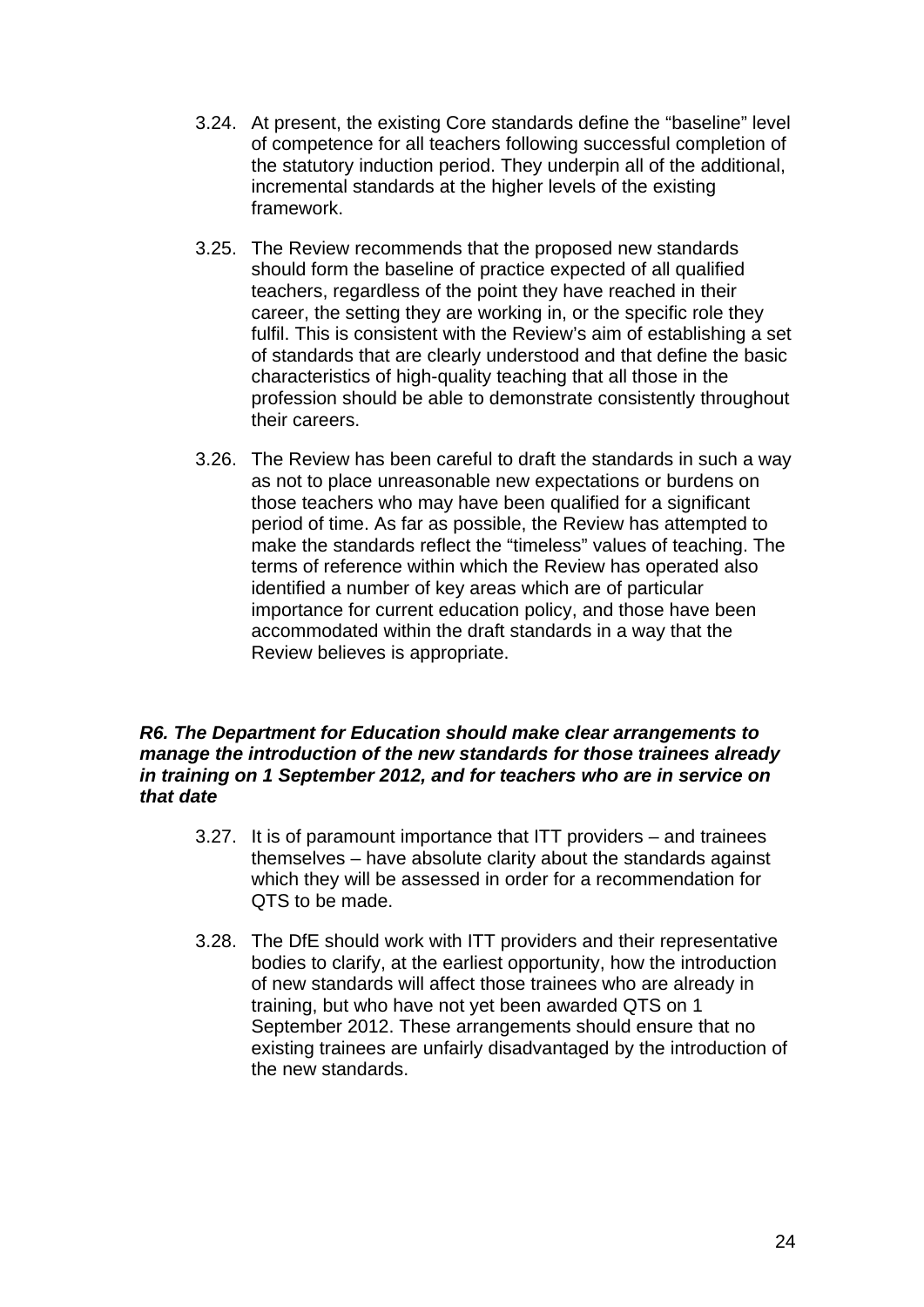3.24. At present, the existing Core standards define the "baseline" level of competence for all teachers following successful completion of the statutory induction period. They underpin all of the additional, incremental standards at the higher levels of the existing framework.

3.25. The Review recommends that the proposed new standards should form the baseline of practice expected of all qualified teachers, regardless of the point they have reached in their career, the setting they are working in, or the specific role they fulfil. This is consistent with the Review's aim of establishing a set of standards that are clearly understood and that define the basic characteristics of high-quality teaching that all those in the profession should be able to demonstrate consistently throughout their careers.

3.26. The Review has been careful to draft the standards in such a way as not to place unreasonable new expectations or burdens on those teachers who may have been qualified for a significant period of time. As far as possible, the Review has attempted to make the standards reflect the "timeless" values of teaching. The terms of reference within which the Review has operated also identified a number of key areas which are of particular importance for current education policy, and those have been accommodated within the draft standards in a way that the Review believes is appropriate.

***R6. The Department for Education should make clear arrangements to manage the introduction of the new standards for those trainees already in training on 1 September 2012, and for teachers who are in service on that date***

3.27. It is of paramount importance that ITT providers – and trainees themselves – have absolute clarity about the standards against which they will be assessed in order for a recommendation for QTS to be made.

3.28. The DfE should work with ITT providers and their representative bodies to clarify, at the earliest opportunity, how the introduction of new standards will affect those trainees who are already in training, but who have not yet been awarded QTS on 1 September 2012. These arrangements should ensure that no existing trainees are unfairly disadvantaged by the introduction of the new standards.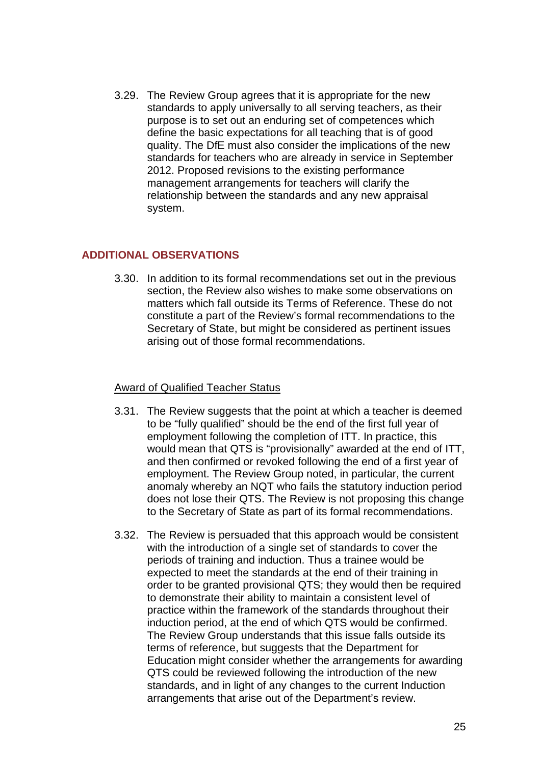3.29. The Review Group agrees that it is appropriate for the new standards to apply universally to all serving teachers, as their purpose is to set out an enduring set of competences which define the basic expectations for all teaching that is of good quality. The DfE must also consider the implications of the new standards for teachers who are already in service in September 2012. Proposed revisions to the existing performance management arrangements for teachers will clarify the relationship between the standards and any new appraisal system.

## ADDITIONAL OBSERVATIONS

3.30. In addition to its formal recommendations set out in the previous section, the Review also wishes to make some observations on matters which fall outside its Terms of Reference. These do not constitute a part of the Review's formal recommendations to the Secretary of State, but might be considered as pertinent issues arising out of those formal recommendations.

### Award of Qualified Teacher Status

3.31. The Review suggests that the point at which a teacher is deemed to be "fully qualified" should be the end of the first full year of employment following the completion of ITT. In practice, this would mean that QTS is "provisionally" awarded at the end of ITT, and then confirmed or revoked following the end of a first year of employment. The Review Group noted, in particular, the current anomaly whereby an NQT who fails the statutory induction period does not lose their QTS. The Review is not proposing this change to the Secretary of State as part of its formal recommendations.

3.32. The Review is persuaded that this approach would be consistent with the introduction of a single set of standards to cover the periods of training and induction. Thus a trainee would be expected to meet the standards at the end of their training in order to be granted provisional QTS; they would then be required to demonstrate their ability to maintain a consistent level of practice within the framework of the standards throughout their induction period, at the end of which QTS would be confirmed. The Review Group understands that this issue falls outside its terms of reference, but suggests that the Department for Education might consider whether the arrangements for awarding QTS could be reviewed following the introduction of the new standards, and in light of any changes to the current Induction arrangements that arise out of the Department's review.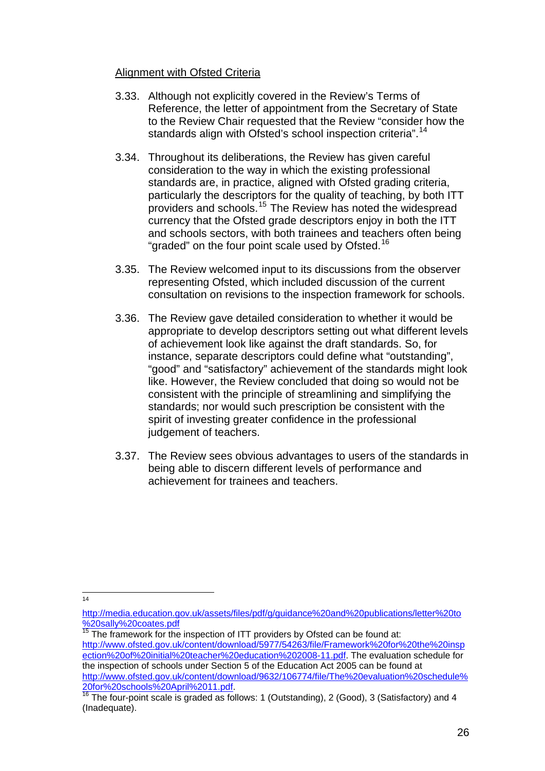Alignment with Ofsted Criteria

3.33. Although not explicitly covered in the Review's Terms of Reference, the letter of appointment from the Secretary of State to the Review Chair requested that the Review "consider how the standards align with Ofsted's school inspection criteria".[14]

3.34. Throughout its deliberations, the Review has given careful consideration to the way in which the existing professional standards are, in practice, aligned with Ofsted grading criteria, particularly the descriptors for the quality of teaching, by both ITT providers and schools.[15] The Review has noted the widespread currency that the Ofsted grade descriptors enjoy in both the ITT and schools sectors, with both trainees and teachers often being "graded" on the four point scale used by Ofsted.[16]

3.35. The Review welcomed input to its discussions from the observer representing Ofsted, which included discussion of the current consultation on revisions to the inspection framework for schools.

3.36. The Review gave detailed consideration to whether it would be appropriate to develop descriptors setting out what different levels of achievement look like against the draft standards. So, for instance, separate descriptors could define what "outstanding", "good" and "satisfactory" achievement of the standards might look like. However, the Review concluded that doing so would not be consistent with the principle of streamlining and simplifying the standards; nor would such prescription be consistent with the spirit of investing greater confidence in the professional judgement of teachers.

3.37. The Review sees obvious advantages to users of the standards in being able to discern different levels of performance and achievement for trainees and teachers.

---

[14] http://media.education.gov.uk/assets/files/pdf/g/guidance%20and%20publications/letter%20to%20sally%20coates.pdf

[15] The framework for the inspection of ITT providers by Ofsted can be found at: http://www.ofsted.gov.uk/content/download/5977/54263/file/Framework%20for%20the%20inspection%20of%20initial%20teacher%20education%202008-11.pdf. The evaluation schedule for the inspection of schools under Section 5 of the Education Act 2005 can be found at http://www.ofsted.gov.uk/content/download/9632/106774/file/The%20evaluation%20schedule%20for%20schools%20April%2011.pdf.

[16] The four-point scale is graded as follows: 1 (Outstanding), 2 (Good), 3 (Satisfactory) and 4 (Inadequate).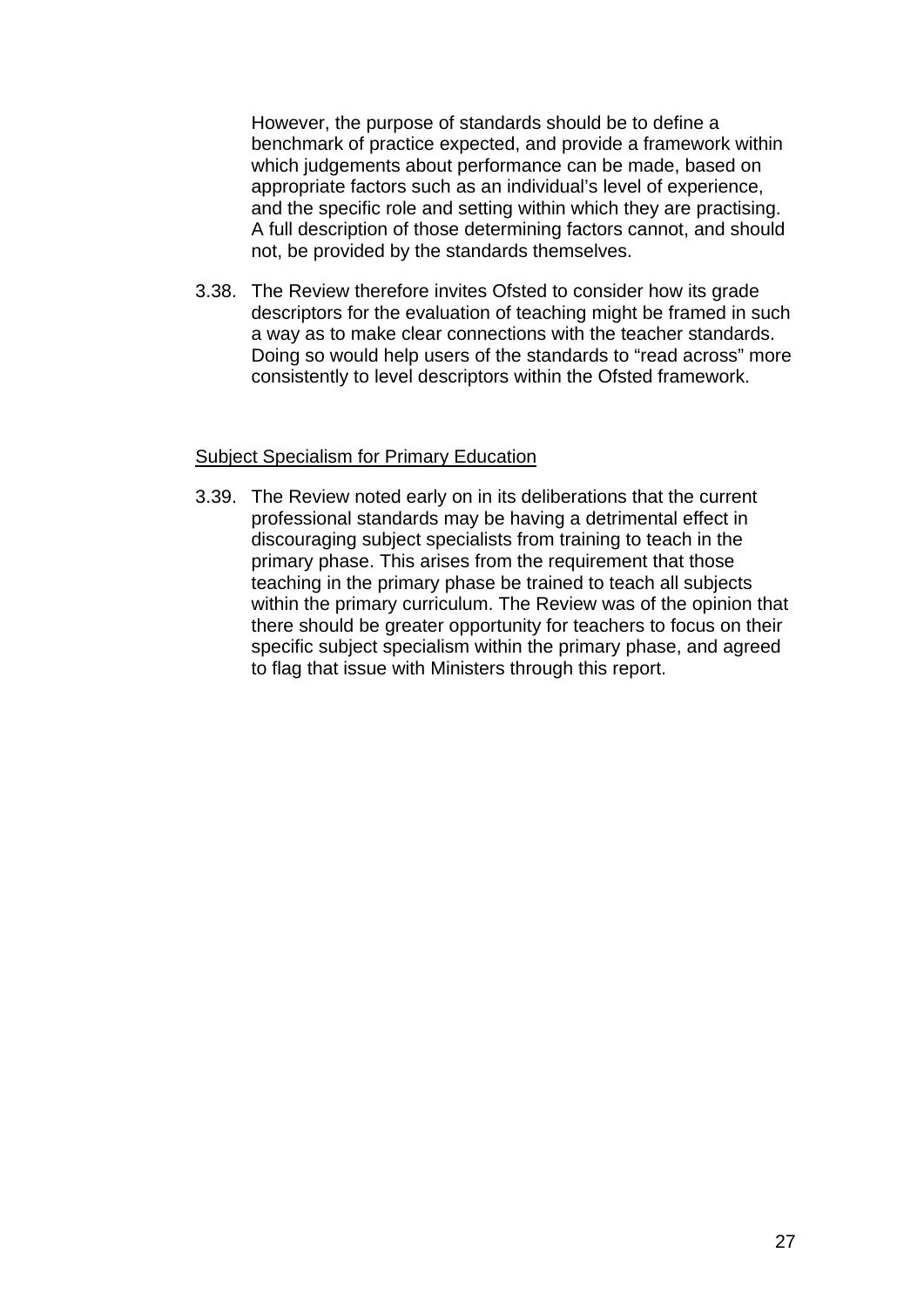However, the purpose of standards should be to define a benchmark of practice expected, and provide a framework within which judgements about performance can be made, based on appropriate factors such as an individual's level of experience, and the specific role and setting within which they are practising. A full description of those determining factors cannot, and should not, be provided by the standards themselves.

3.38. The Review therefore invites Ofsted to consider how its grade descriptors for the evaluation of teaching might be framed in such a way as to make clear connections with the teacher standards. Doing so would help users of the standards to "read across" more consistently to level descriptors within the Ofsted framework.

<u>Subject Specialism for Primary Education</u>

3.39. The Review noted early on in its deliberations that the current professional standards may be having a detrimental effect in discouraging subject specialists from training to teach in the primary phase. This arises from the requirement that those teaching in the primary phase be trained to teach all subjects within the primary curriculum. The Review was of the opinion that there should be greater opportunity for teachers to focus on their specific subject specialism within the primary phase, and agreed to flag that issue with Ministers through this report.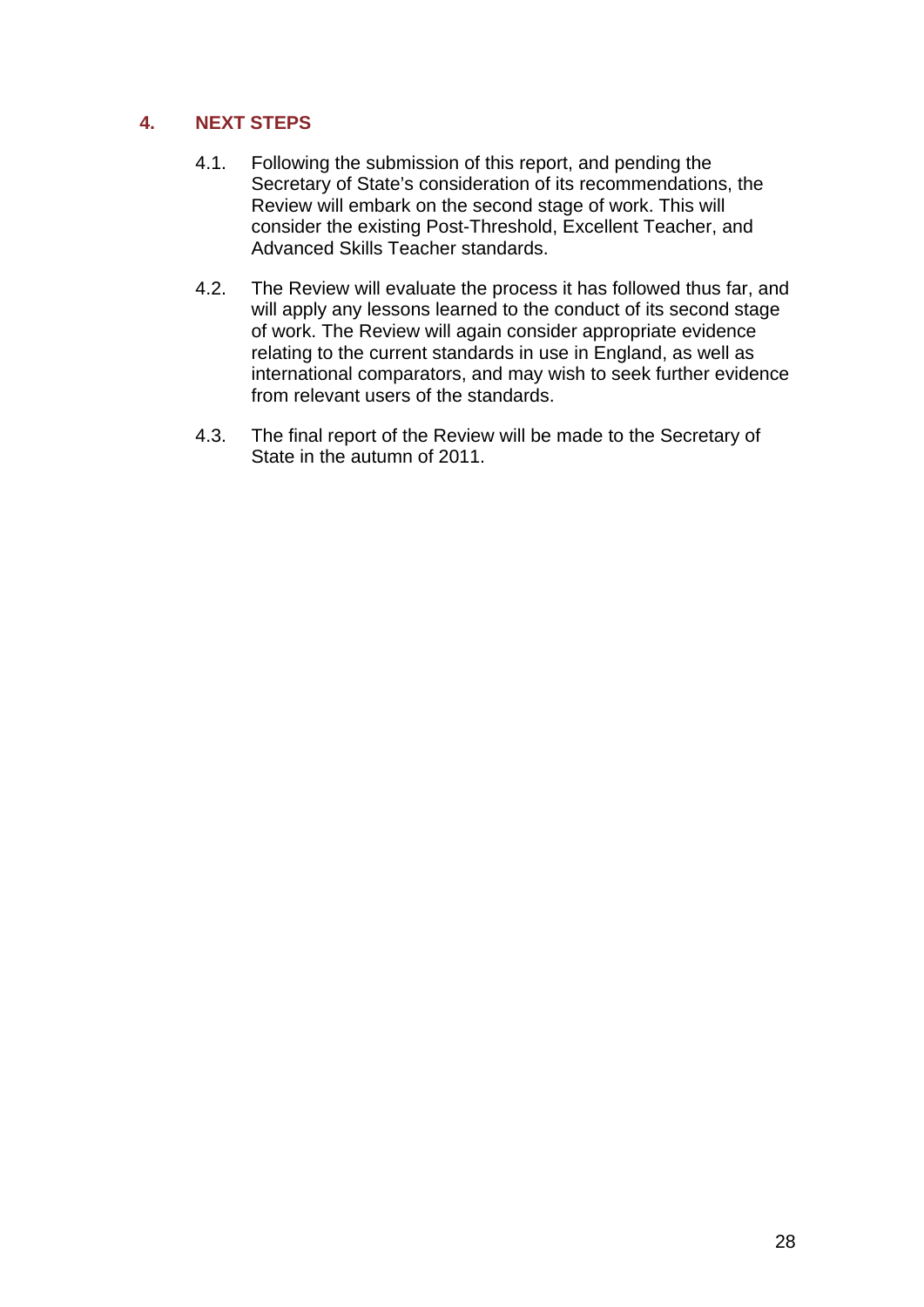## 4. NEXT STEPS

4.1. Following the submission of this report, and pending the Secretary of State's consideration of its recommendations, the Review will embark on the second stage of work. This will consider the existing Post-Threshold, Excellent Teacher, and Advanced Skills Teacher standards.

4.2. The Review will evaluate the process it has followed thus far, and will apply any lessons learned to the conduct of its second stage of work. The Review will again consider appropriate evidence relating to the current standards in use in England, as well as international comparators, and may wish to seek further evidence from relevant users of the standards.

4.3. The final report of the Review will be made to the Secretary of State in the autumn of 2011.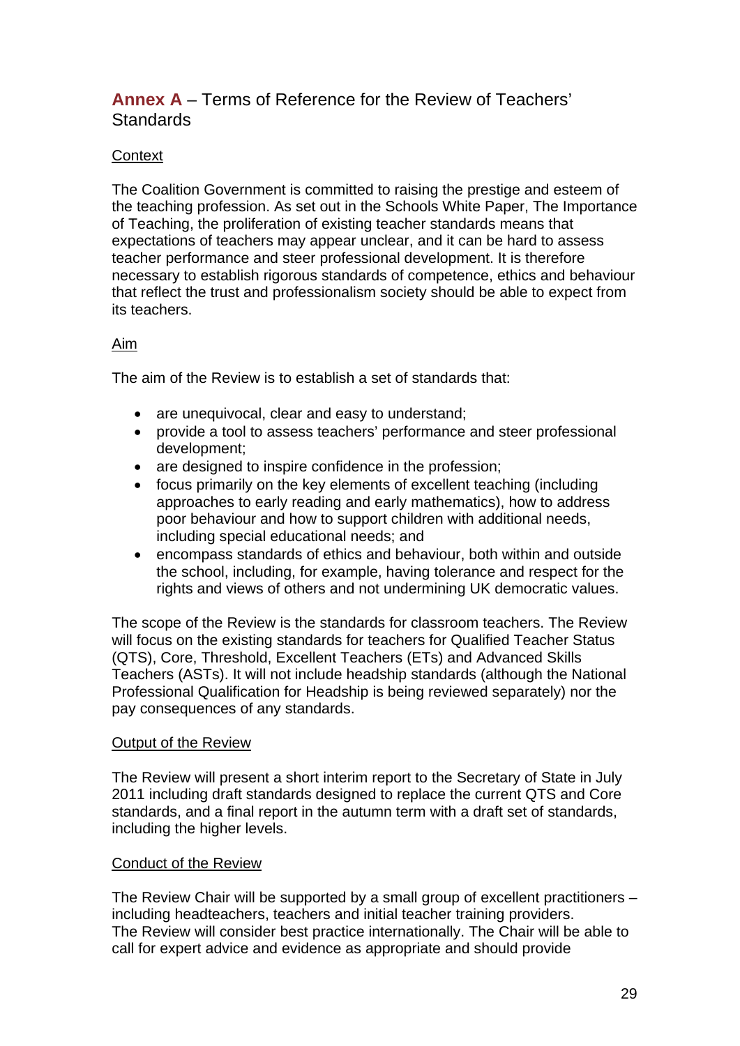## **Annex A** – Terms of Reference for the Review of Teachers' Standards

Context

The Coalition Government is committed to raising the prestige and esteem of the teaching profession. As set out in the Schools White Paper, The Importance of Teaching, the proliferation of existing teacher standards means that expectations of teachers may appear unclear, and it can be hard to assess teacher performance and steer professional development. It is therefore necessary to establish rigorous standards of competence, ethics and behaviour that reflect the trust and professionalism society should be able to expect from its teachers.

Aim

The aim of the Review is to establish a set of standards that:

- are unequivocal, clear and easy to understand;
- provide a tool to assess teachers' performance and steer professional development;
- are designed to inspire confidence in the profession;
- focus primarily on the key elements of excellent teaching (including approaches to early reading and early mathematics), how to address poor behaviour and how to support children with additional needs, including special educational needs; and
- encompass standards of ethics and behaviour, both within and outside the school, including, for example, having tolerance and respect for the rights and views of others and not undermining UK democratic values.

The scope of the Review is the standards for classroom teachers. The Review will focus on the existing standards for teachers for Qualified Teacher Status (QTS), Core, Threshold, Excellent Teachers (ETs) and Advanced Skills Teachers (ASTs). It will not include headship standards (although the National Professional Qualification for Headship is being reviewed separately) nor the pay consequences of any standards.

Output of the Review

The Review will present a short interim report to the Secretary of State in July 2011 including draft standards designed to replace the current QTS and Core standards, and a final report in the autumn term with a draft set of standards, including the higher levels.

Conduct of the Review

The Review Chair will be supported by a small group of excellent practitioners – including headteachers, teachers and initial teacher training providers.
The Review will consider best practice internationally. The Chair will be able to call for expert advice and evidence as appropriate and should provide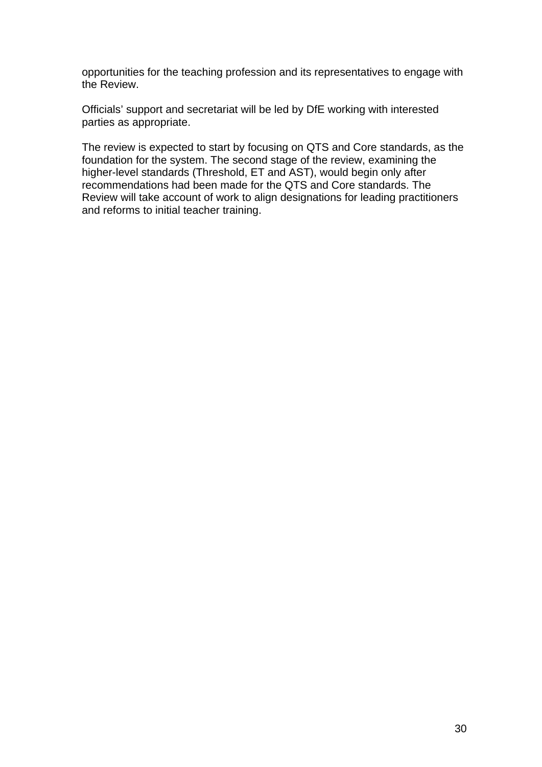opportunities for the teaching profession and its representatives to engage with the Review.

Officials' support and secretariat will be led by DfE working with interested parties as appropriate.

The review is expected to start by focusing on QTS and Core standards, as the foundation for the system. The second stage of the review, examining the higher-level standards (Threshold, ET and AST), would begin only after recommendations had been made for the QTS and Core standards. The Review will take account of work to align designations for leading practitioners and reforms to initial teacher training.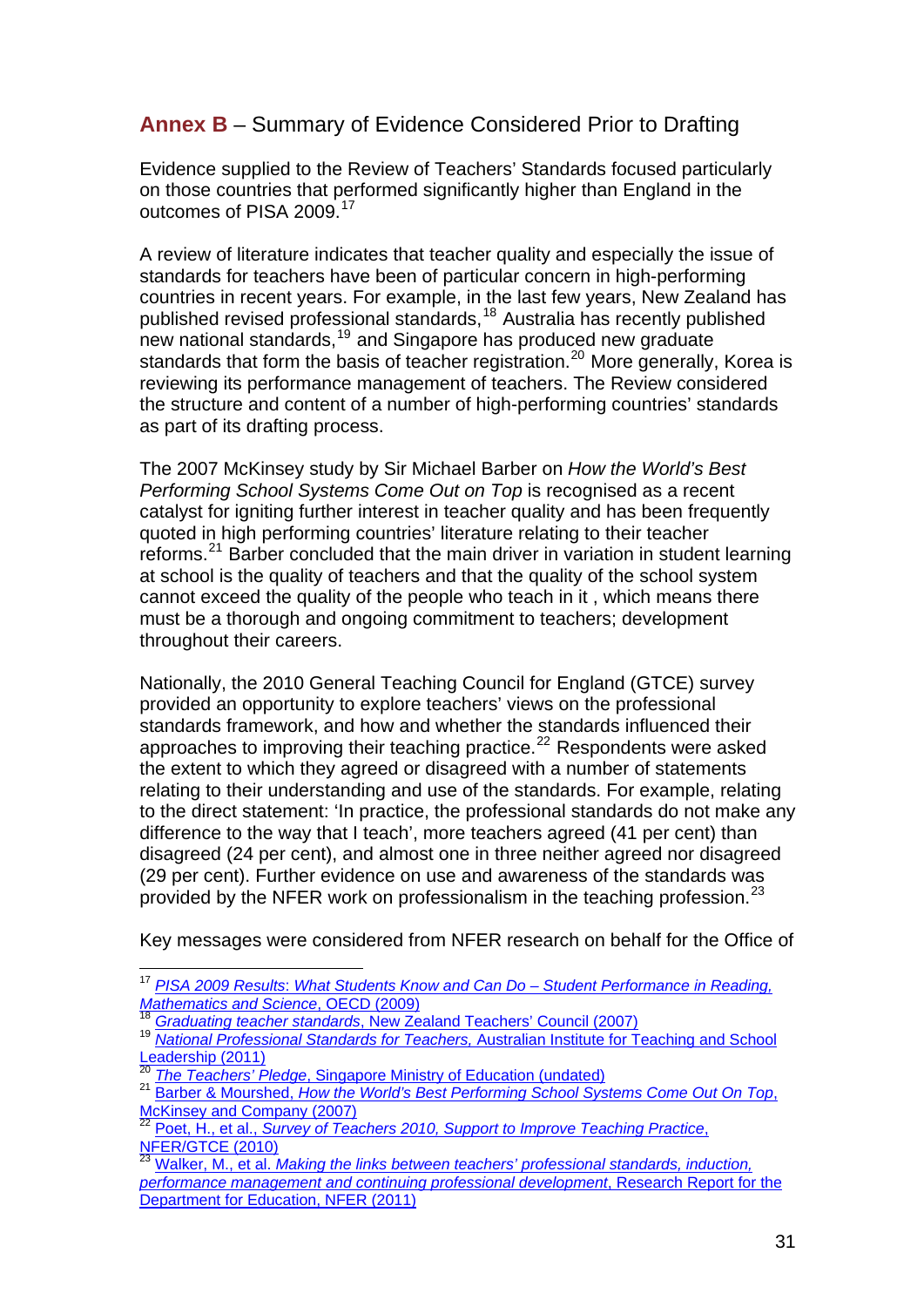## **Annex B** – Summary of Evidence Considered Prior to Drafting

Evidence supplied to the Review of Teachers' Standards focused particularly on those countries that performed significantly higher than England in the outcomes of PISA 2009.[17]

A review of literature indicates that teacher quality and especially the issue of standards for teachers have been of particular concern in high-performing countries in recent years. For example, in the last few years, New Zealand has published revised professional standards,[18] Australia has recently published new national standards,[19] and Singapore has produced new graduate standards that form the basis of teacher registration.[20] More generally, Korea is reviewing its performance management of teachers. The Review considered the structure and content of a number of high-performing countries' standards as part of its drafting process.

The 2007 McKinsey study by Sir Michael Barber on *How the World's Best Performing School Systems Come Out on Top* is recognised as a recent catalyst for igniting further interest in teacher quality and has been frequently quoted in high performing countries' literature relating to their teacher reforms.[21] Barber concluded that the main driver in variation in student learning at school is the quality of teachers and that the quality of the school system cannot exceed the quality of the people who teach in it , which means there must be a thorough and ongoing commitment to teachers; development throughout their careers.

Nationally, the 2010 General Teaching Council for England (GTCE) survey provided an opportunity to explore teachers' views on the professional standards framework, and how and whether the standards influenced their approaches to improving their teaching practice.[22] Respondents were asked the extent to which they agreed or disagreed with a number of statements relating to their understanding and use of the standards. For example, relating to the direct statement: 'In practice, the professional standards do not make any difference to the way that I teach', more teachers agreed (41 per cent) than disagreed (24 per cent), and almost one in three neither agreed nor disagreed (29 per cent). Further evidence on use and awareness of the standards was provided by the NFER work on professionalism in the teaching profession.[23]

Key messages were considered from NFER research on behalf for the Office of

---

[17] *PISA 2009 Results: What Students Know and Can Do – Student Performance in Reading, Mathematics and Science*, OECD (2009)

[18] *Graduating teacher standards*, New Zealand Teachers' Council (2007)

[19] *National Professional Standards for Teachers,* Australian Institute for Teaching and School Leadership (2011)

[20] *The Teachers' Pledge*, Singapore Ministry of Education (undated)

[21] Barber & Mourshed, *How the World's Best Performing School Systems Come Out On Top*, McKinsey and Company (2007)

[22] Poet, H., et al., *Survey of Teachers 2010, Support to Improve Teaching Practice*, NFER/GTCE (2010)

[23] Walker, M., et al. *Making the links between teachers' professional standards, induction, performance management and continuing professional development*, Research Report for the Department for Education, NFER (2011)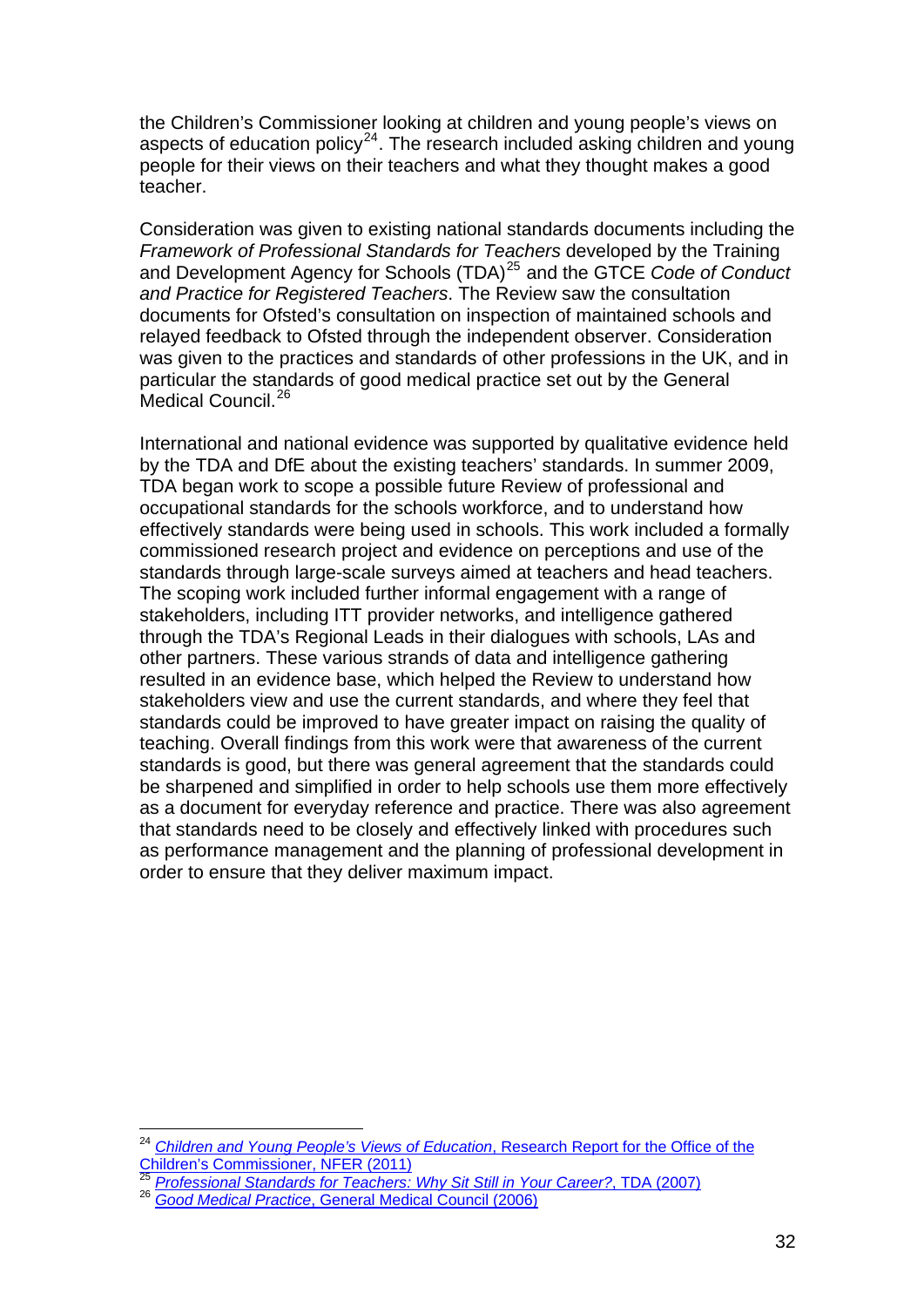the Children's Commissioner looking at children and young people's views on aspects of education policy[24]. The research included asking children and young people for their views on their teachers and what they thought makes a good teacher.

Consideration was given to existing national standards documents including the *Framework of Professional Standards for Teachers* developed by the Training and Development Agency for Schools (TDA)[25] and the GTCE *Code of Conduct and Practice for Registered Teachers*. The Review saw the consultation documents for Ofsted's consultation on inspection of maintained schools and relayed feedback to Ofsted through the independent observer. Consideration was given to the practices and standards of other professions in the UK, and in particular the standards of good medical practice set out by the General Medical Council.[26]

International and national evidence was supported by qualitative evidence held by the TDA and DfE about the existing teachers' standards. In summer 2009, TDA began work to scope a possible future Review of professional and occupational standards for the schools workforce, and to understand how effectively standards were being used in schools. This work included a formally commissioned research project and evidence on perceptions and use of the standards through large-scale surveys aimed at teachers and head teachers. The scoping work included further informal engagement with a range of stakeholders, including ITT provider networks, and intelligence gathered through the TDA's Regional Leads in their dialogues with schools, LAs and other partners. These various strands of data and intelligence gathering resulted in an evidence base, which helped the Review to understand how stakeholders view and use the current standards, and where they feel that standards could be improved to have greater impact on raising the quality of teaching. Overall findings from this work were that awareness of the current standards is good, but there was general agreement that the standards could be sharpened and simplified in order to help schools use them more effectively as a document for everyday reference and practice. There was also agreement that standards need to be closely and effectively linked with procedures such as performance management and the planning of professional development in order to ensure that they deliver maximum impact.

---

[24] *Children and Young People's Views of Education*, Research Report for the Office of the Children's Commissioner, NFER (2011)

[25] *Professional Standards for Teachers: Why Sit Still in Your Career?*, TDA (2007)

[26] *Good Medical Practice*, General Medical Council (2006)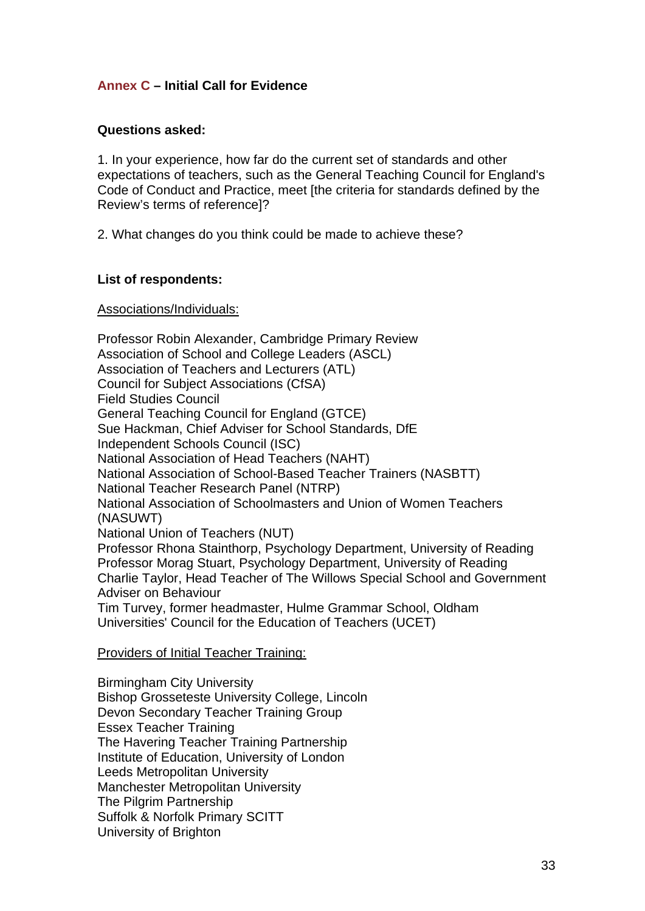## Annex C – Initial Call for Evidence

**Questions asked:**

1. In your experience, how far do the current set of standards and other expectations of teachers, such as the General Teaching Council for England's Code of Conduct and Practice, meet [the criteria for standards defined by the Review's terms of reference]?

2. What changes do you think could be made to achieve these?

**List of respondents:**

Associations/Individuals:

Professor Robin Alexander, Cambridge Primary Review
Association of School and College Leaders (ASCL)
Association of Teachers and Lecturers (ATL)
Council for Subject Associations (CfSA)
Field Studies Council
General Teaching Council for England (GTCE)
Sue Hackman, Chief Adviser for School Standards, DfE
Independent Schools Council (ISC)
National Association of Head Teachers (NAHT)
National Association of School-Based Teacher Trainers (NASBTT)
National Teacher Research Panel (NTRP)
National Association of Schoolmasters and Union of Women Teachers (NASUWT)
National Union of Teachers (NUT)
Professor Rhona Stainthorp, Psychology Department, University of Reading
Professor Morag Stuart, Psychology Department, University of Reading
Charlie Taylor, Head Teacher of The Willows Special School and Government Adviser on Behaviour
Tim Turvey, former headmaster, Hulme Grammar School, Oldham
Universities' Council for the Education of Teachers (UCET)

Providers of Initial Teacher Training:

Birmingham City University
Bishop Grosseteste University College, Lincoln
Devon Secondary Teacher Training Group
Essex Teacher Training
The Havering Teacher Training Partnership
Institute of Education, University of London
Leeds Metropolitan University
Manchester Metropolitan University
The Pilgrim Partnership
Suffolk & Norfolk Primary SCITT
University of Brighton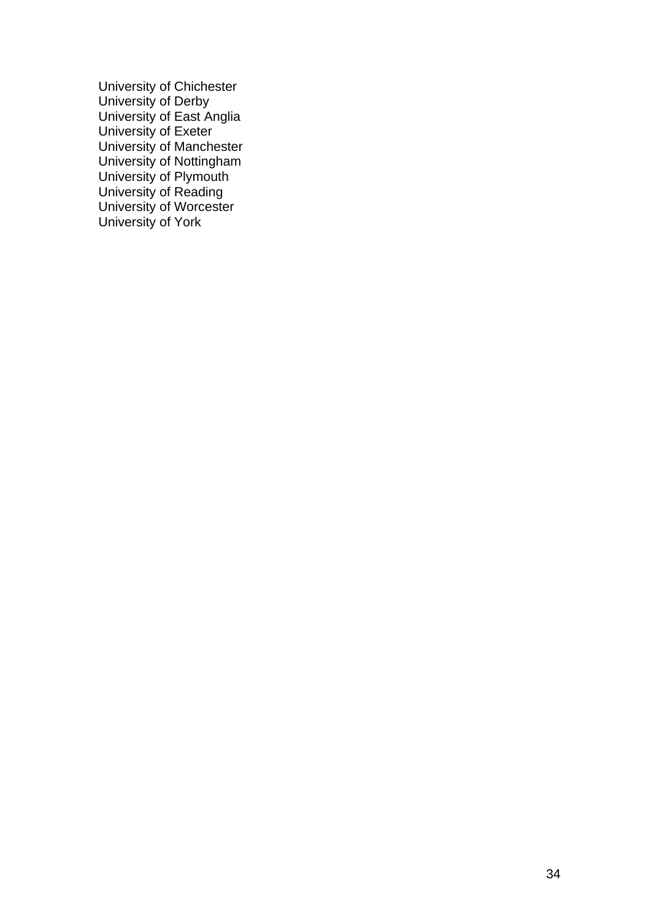University of Chichester
University of Derby
University of East Anglia
University of Exeter
University of Manchester
University of Nottingham
University of Plymouth
University of Reading
University of Worcester
University of York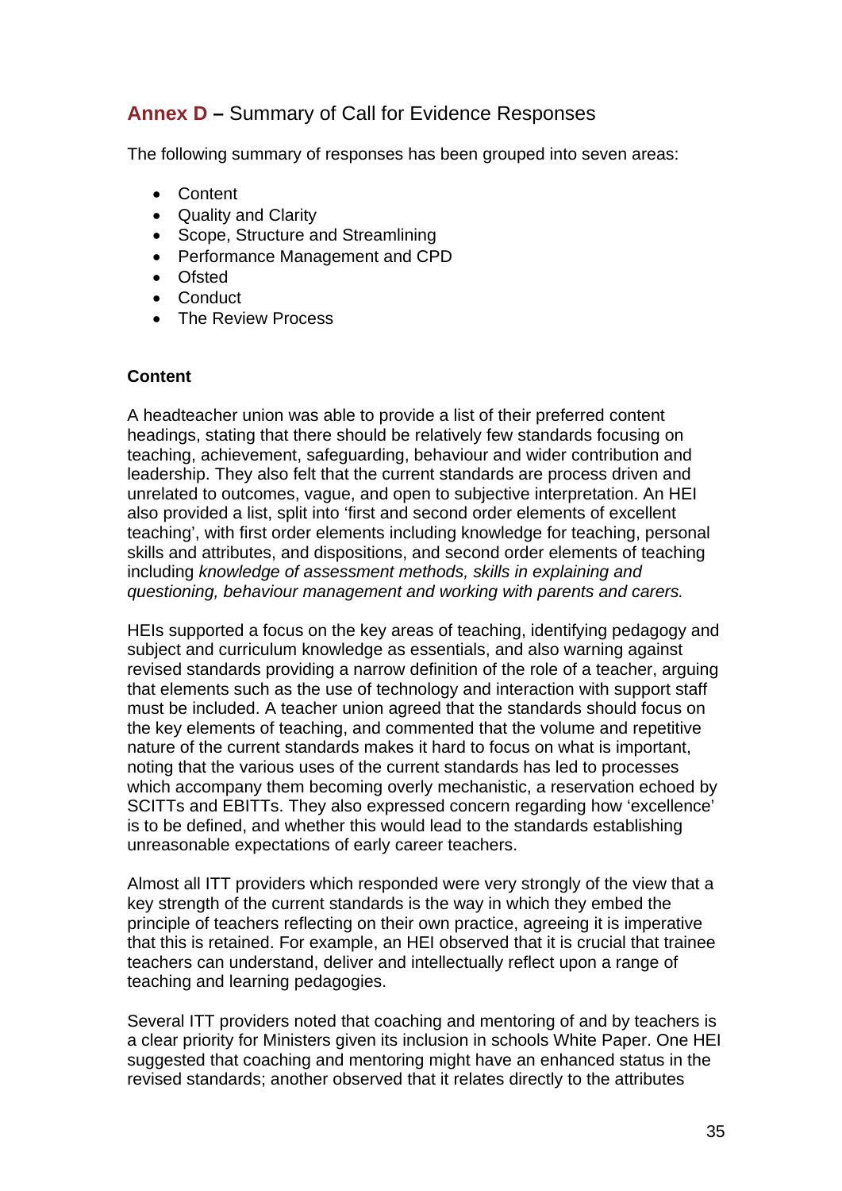## **Annex D –** Summary of Call for Evidence Responses

The following summary of responses has been grouped into seven areas:

- Content
- Quality and Clarity
- Scope, Structure and Streamlining
- Performance Management and CPD
- Ofsted
- Conduct
- The Review Process

**Content**

A headteacher union was able to provide a list of their preferred content headings, stating that there should be relatively few standards focusing on teaching, achievement, safeguarding, behaviour and wider contribution and leadership. They also felt that the current standards are process driven and unrelated to outcomes, vague, and open to subjective interpretation. An HEI also provided a list, split into 'first and second order elements of excellent teaching', with first order elements including knowledge for teaching, personal skills and attributes, and dispositions, and second order elements of teaching including *knowledge of assessment methods, skills in explaining and questioning, behaviour management and working with parents and carers.*

HEIs supported a focus on the key areas of teaching, identifying pedagogy and subject and curriculum knowledge as essentials, and also warning against revised standards providing a narrow definition of the role of a teacher, arguing that elements such as the use of technology and interaction with support staff must be included. A teacher union agreed that the standards should focus on the key elements of teaching, and commented that the volume and repetitive nature of the current standards makes it hard to focus on what is important, noting that the various uses of the current standards has led to processes which accompany them becoming overly mechanistic, a reservation echoed by SCITTs and EBITTs. They also expressed concern regarding how 'excellence' is to be defined, and whether this would lead to the standards establishing unreasonable expectations of early career teachers.

Almost all ITT providers which responded were very strongly of the view that a key strength of the current standards is the way in which they embed the principle of teachers reflecting on their own practice, agreeing it is imperative that this is retained. For example, an HEI observed that it is crucial that trainee teachers can understand, deliver and intellectually reflect upon a range of teaching and learning pedagogies.

Several ITT providers noted that coaching and mentoring of and by teachers is a clear priority for Ministers given its inclusion in schools White Paper. One HEI suggested that coaching and mentoring might have an enhanced status in the revised standards; another observed that it relates directly to the attributes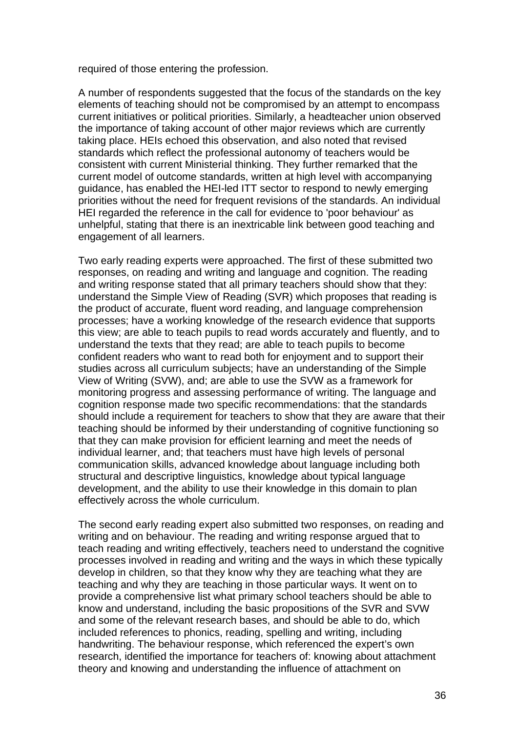required of those entering the profession.

A number of respondents suggested that the focus of the standards on the key elements of teaching should not be compromised by an attempt to encompass current initiatives or political priorities. Similarly, a headteacher union observed the importance of taking account of other major reviews which are currently taking place. HEIs echoed this observation, and also noted that revised standards which reflect the professional autonomy of teachers would be consistent with current Ministerial thinking. They further remarked that the current model of outcome standards, written at high level with accompanying guidance, has enabled the HEI-led ITT sector to respond to newly emerging priorities without the need for frequent revisions of the standards. An individual HEI regarded the reference in the call for evidence to 'poor behaviour' as unhelpful, stating that there is an inextricable link between good teaching and engagement of all learners.

Two early reading experts were approached. The first of these submitted two responses, on reading and writing and language and cognition. The reading and writing response stated that all primary teachers should show that they: understand the Simple View of Reading (SVR) which proposes that reading is the product of accurate, fluent word reading, and language comprehension processes; have a working knowledge of the research evidence that supports this view; are able to teach pupils to read words accurately and fluently, and to understand the texts that they read; are able to teach pupils to become confident readers who want to read both for enjoyment and to support their studies across all curriculum subjects; have an understanding of the Simple View of Writing (SVW), and; are able to use the SVW as a framework for monitoring progress and assessing performance of writing. The language and cognition response made two specific recommendations: that the standards should include a requirement for teachers to show that they are aware that their teaching should be informed by their understanding of cognitive functioning so that they can make provision for efficient learning and meet the needs of individual learner, and; that teachers must have high levels of personal communication skills, advanced knowledge about language including both structural and descriptive linguistics, knowledge about typical language development, and the ability to use their knowledge in this domain to plan effectively across the whole curriculum.

The second early reading expert also submitted two responses, on reading and writing and on behaviour. The reading and writing response argued that to teach reading and writing effectively, teachers need to understand the cognitive processes involved in reading and writing and the ways in which these typically develop in children, so that they know why they are teaching what they are teaching and why they are teaching in those particular ways. It went on to provide a comprehensive list what primary school teachers should be able to know and understand, including the basic propositions of the SVR and SVW and some of the relevant research bases, and should be able to do, which included references to phonics, reading, spelling and writing, including handwriting. The behaviour response, which referenced the expert's own research, identified the importance for teachers of: knowing about attachment theory and knowing and understanding the influence of attachment on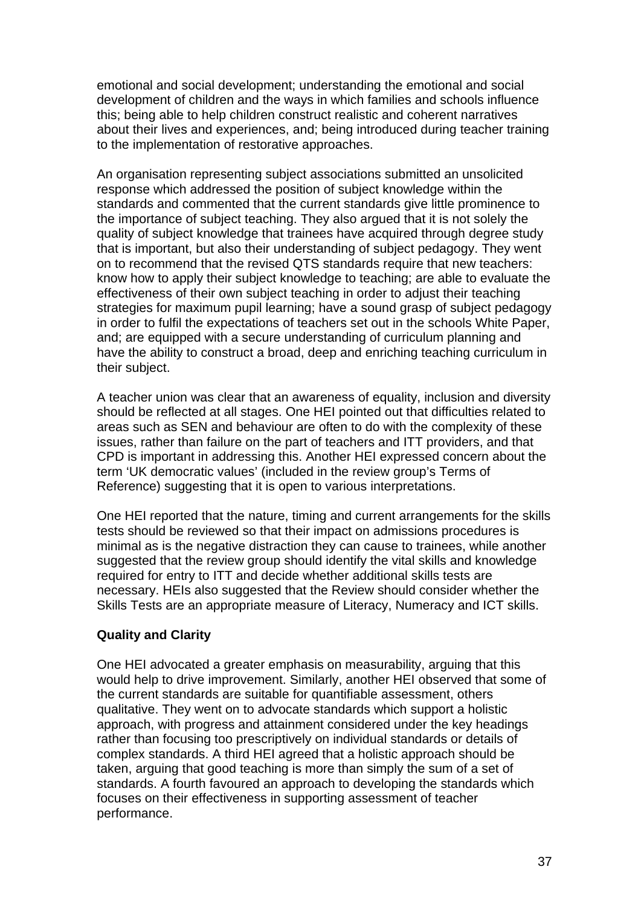emotional and social development; understanding the emotional and social development of children and the ways in which families and schools influence this; being able to help children construct realistic and coherent narratives about their lives and experiences, and; being introduced during teacher training to the implementation of restorative approaches.

An organisation representing subject associations submitted an unsolicited response which addressed the position of subject knowledge within the standards and commented that the current standards give little prominence to the importance of subject teaching. They also argued that it is not solely the quality of subject knowledge that trainees have acquired through degree study that is important, but also their understanding of subject pedagogy. They went on to recommend that the revised QTS standards require that new teachers: know how to apply their subject knowledge to teaching; are able to evaluate the effectiveness of their own subject teaching in order to adjust their teaching strategies for maximum pupil learning; have a sound grasp of subject pedagogy in order to fulfil the expectations of teachers set out in the schools White Paper, and; are equipped with a secure understanding of curriculum planning and have the ability to construct a broad, deep and enriching teaching curriculum in their subject.

A teacher union was clear that an awareness of equality, inclusion and diversity should be reflected at all stages. One HEI pointed out that difficulties related to areas such as SEN and behaviour are often to do with the complexity of these issues, rather than failure on the part of teachers and ITT providers, and that CPD is important in addressing this. Another HEI expressed concern about the term 'UK democratic values' (included in the review group's Terms of Reference) suggesting that it is open to various interpretations.

One HEI reported that the nature, timing and current arrangements for the skills tests should be reviewed so that their impact on admissions procedures is minimal as is the negative distraction they can cause to trainees, while another suggested that the review group should identify the vital skills and knowledge required for entry to ITT and decide whether additional skills tests are necessary. HEIs also suggested that the Review should consider whether the Skills Tests are an appropriate measure of Literacy, Numeracy and ICT skills.

**Quality and Clarity**

One HEI advocated a greater emphasis on measurability, arguing that this would help to drive improvement. Similarly, another HEI observed that some of the current standards are suitable for quantifiable assessment, others qualitative. They went on to advocate standards which support a holistic approach, with progress and attainment considered under the key headings rather than focusing too prescriptively on individual standards or details of complex standards. A third HEI agreed that a holistic approach should be taken, arguing that good teaching is more than simply the sum of a set of standards. A fourth favoured an approach to developing the standards which focuses on their effectiveness in supporting assessment of teacher performance.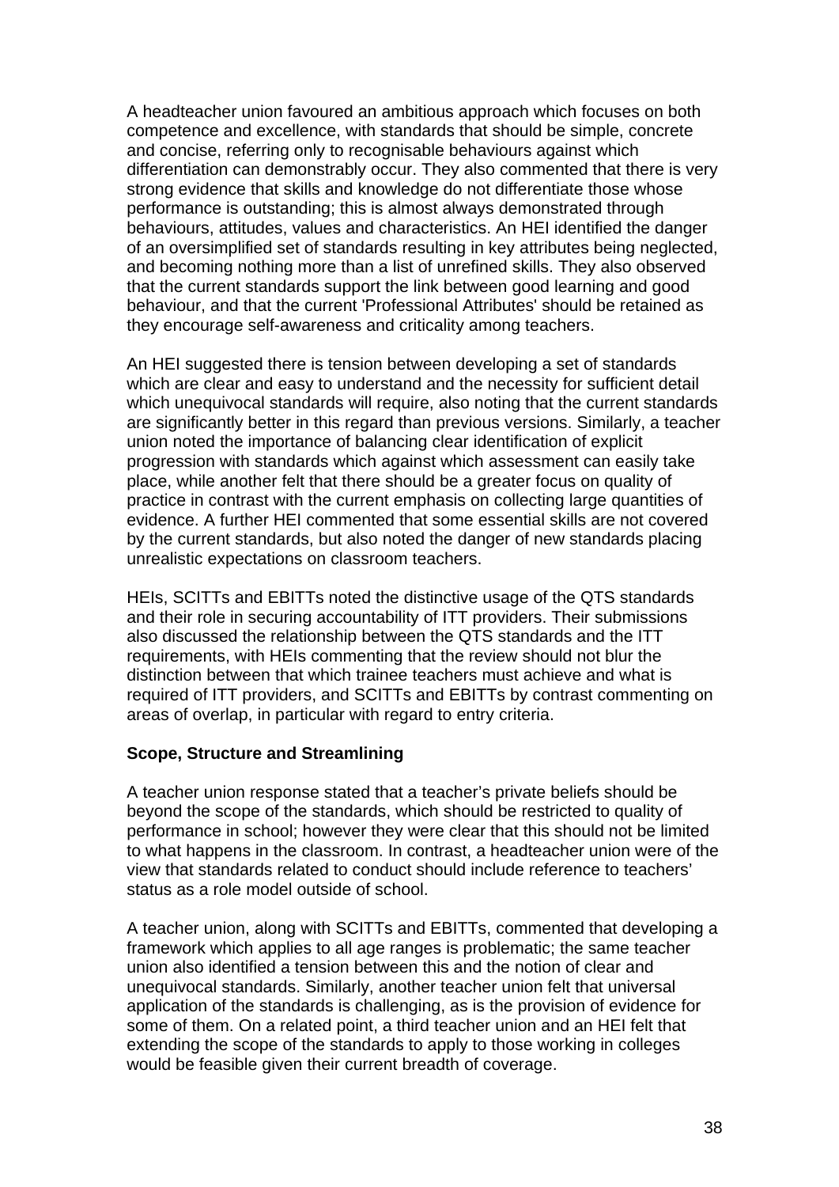A headteacher union favoured an ambitious approach which focuses on both competence and excellence, with standards that should be simple, concrete and concise, referring only to recognisable behaviours against which differentiation can demonstrably occur. They also commented that there is very strong evidence that skills and knowledge do not differentiate those whose performance is outstanding; this is almost always demonstrated through behaviours, attitudes, values and characteristics. An HEI identified the danger of an oversimplified set of standards resulting in key attributes being neglected, and becoming nothing more than a list of unrefined skills. They also observed that the current standards support the link between good learning and good behaviour, and that the current 'Professional Attributes' should be retained as they encourage self-awareness and criticality among teachers.

An HEI suggested there is tension between developing a set of standards which are clear and easy to understand and the necessity for sufficient detail which unequivocal standards will require, also noting that the current standards are significantly better in this regard than previous versions. Similarly, a teacher union noted the importance of balancing clear identification of explicit progression with standards which against which assessment can easily take place, while another felt that there should be a greater focus on quality of practice in contrast with the current emphasis on collecting large quantities of evidence. A further HEI commented that some essential skills are not covered by the current standards, but also noted the danger of new standards placing unrealistic expectations on classroom teachers.

HEIs, SCITTs and EBITTs noted the distinctive usage of the QTS standards and their role in securing accountability of ITT providers. Their submissions also discussed the relationship between the QTS standards and the ITT requirements, with HEIs commenting that the review should not blur the distinction between that which trainee teachers must achieve and what is required of ITT providers, and SCITTs and EBITTs by contrast commenting on areas of overlap, in particular with regard to entry criteria.

**Scope, Structure and Streamlining**

A teacher union response stated that a teacher's private beliefs should be beyond the scope of the standards, which should be restricted to quality of performance in school; however they were clear that this should not be limited to what happens in the classroom. In contrast, a headteacher union were of the view that standards related to conduct should include reference to teachers' status as a role model outside of school.

A teacher union, along with SCITTs and EBITTs, commented that developing a framework which applies to all age ranges is problematic; the same teacher union also identified a tension between this and the notion of clear and unequivocal standards. Similarly, another teacher union felt that universal application of the standards is challenging, as is the provision of evidence for some of them. On a related point, a third teacher union and an HEI felt that extending the scope of the standards to apply to those working in colleges would be feasible given their current breadth of coverage.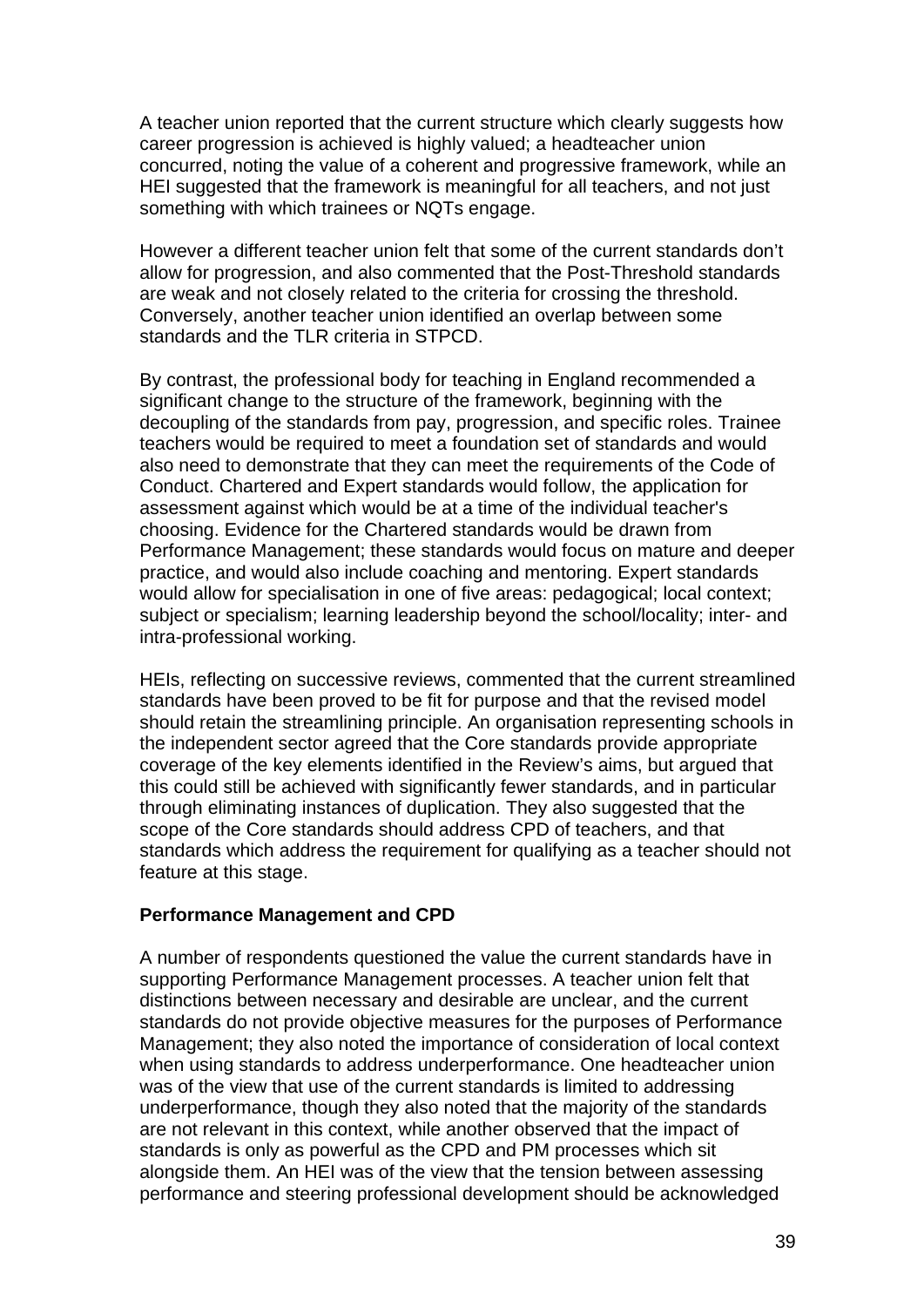A teacher union reported that the current structure which clearly suggests how career progression is achieved is highly valued; a headteacher union concurred, noting the value of a coherent and progressive framework, while an HEI suggested that the framework is meaningful for all teachers, and not just something with which trainees or NQTs engage.

However a different teacher union felt that some of the current standards don't allow for progression, and also commented that the Post-Threshold standards are weak and not closely related to the criteria for crossing the threshold. Conversely, another teacher union identified an overlap between some standards and the TLR criteria in STPCD.

By contrast, the professional body for teaching in England recommended a significant change to the structure of the framework, beginning with the decoupling of the standards from pay, progression, and specific roles. Trainee teachers would be required to meet a foundation set of standards and would also need to demonstrate that they can meet the requirements of the Code of Conduct. Chartered and Expert standards would follow, the application for assessment against which would be at a time of the individual teacher's choosing. Evidence for the Chartered standards would be drawn from Performance Management; these standards would focus on mature and deeper practice, and would also include coaching and mentoring. Expert standards would allow for specialisation in one of five areas: pedagogical; local context; subject or specialism; learning leadership beyond the school/locality; inter- and intra-professional working.

HEIs, reflecting on successive reviews, commented that the current streamlined standards have been proved to be fit for purpose and that the revised model should retain the streamlining principle. An organisation representing schools in the independent sector agreed that the Core standards provide appropriate coverage of the key elements identified in the Review's aims, but argued that this could still be achieved with significantly fewer standards, and in particular through eliminating instances of duplication. They also suggested that the scope of the Core standards should address CPD of teachers, and that standards which address the requirement for qualifying as a teacher should not feature at this stage.

**Performance Management and CPD**

A number of respondents questioned the value the current standards have in supporting Performance Management processes. A teacher union felt that distinctions between necessary and desirable are unclear, and the current standards do not provide objective measures for the purposes of Performance Management; they also noted the importance of consideration of local context when using standards to address underperformance. One headteacher union was of the view that use of the current standards is limited to addressing underperformance, though they also noted that the majority of the standards are not relevant in this context, while another observed that the impact of standards is only as powerful as the CPD and PM processes which sit alongside them. An HEI was of the view that the tension between assessing performance and steering professional development should be acknowledged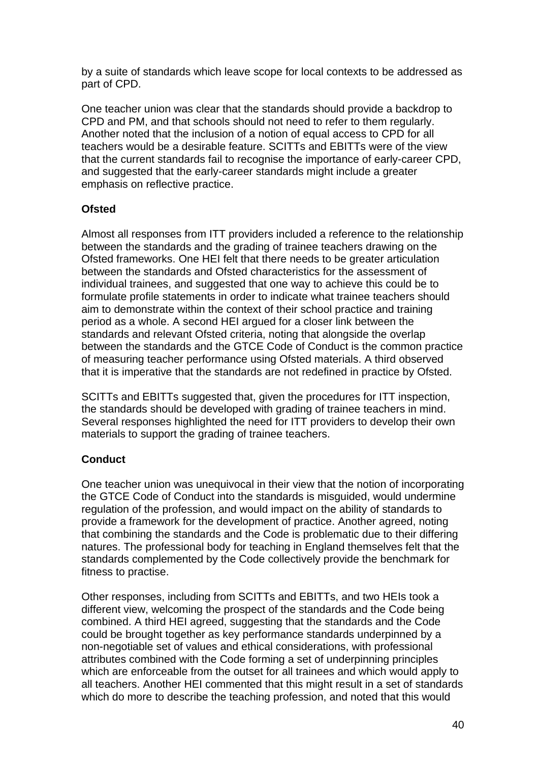by a suite of standards which leave scope for local contexts to be addressed as part of CPD.

One teacher union was clear that the standards should provide a backdrop to CPD and PM, and that schools should not need to refer to them regularly. Another noted that the inclusion of a notion of equal access to CPD for all teachers would be a desirable feature. SCITTs and EBITTs were of the view that the current standards fail to recognise the importance of early-career CPD, and suggested that the early-career standards might include a greater emphasis on reflective practice.

**Ofsted**

Almost all responses from ITT providers included a reference to the relationship between the standards and the grading of trainee teachers drawing on the Ofsted frameworks. One HEI felt that there needs to be greater articulation between the standards and Ofsted characteristics for the assessment of individual trainees, and suggested that one way to achieve this could be to formulate profile statements in order to indicate what trainee teachers should aim to demonstrate within the context of their school practice and training period as a whole. A second HEI argued for a closer link between the standards and relevant Ofsted criteria, noting that alongside the overlap between the standards and the GTCE Code of Conduct is the common practice of measuring teacher performance using Ofsted materials. A third observed that it is imperative that the standards are not redefined in practice by Ofsted.

SCITTs and EBITTs suggested that, given the procedures for ITT inspection, the standards should be developed with grading of trainee teachers in mind. Several responses highlighted the need for ITT providers to develop their own materials to support the grading of trainee teachers.

**Conduct**

One teacher union was unequivocal in their view that the notion of incorporating the GTCE Code of Conduct into the standards is misguided, would undermine regulation of the profession, and would impact on the ability of standards to provide a framework for the development of practice. Another agreed, noting that combining the standards and the Code is problematic due to their differing natures. The professional body for teaching in England themselves felt that the standards complemented by the Code collectively provide the benchmark for fitness to practise.

Other responses, including from SCITTs and EBITTs, and two HEIs took a different view, welcoming the prospect of the standards and the Code being combined. A third HEI agreed, suggesting that the standards and the Code could be brought together as key performance standards underpinned by a non-negotiable set of values and ethical considerations, with professional attributes combined with the Code forming a set of underpinning principles which are enforceable from the outset for all trainees and which would apply to all teachers. Another HEI commented that this might result in a set of standards which do more to describe the teaching profession, and noted that this would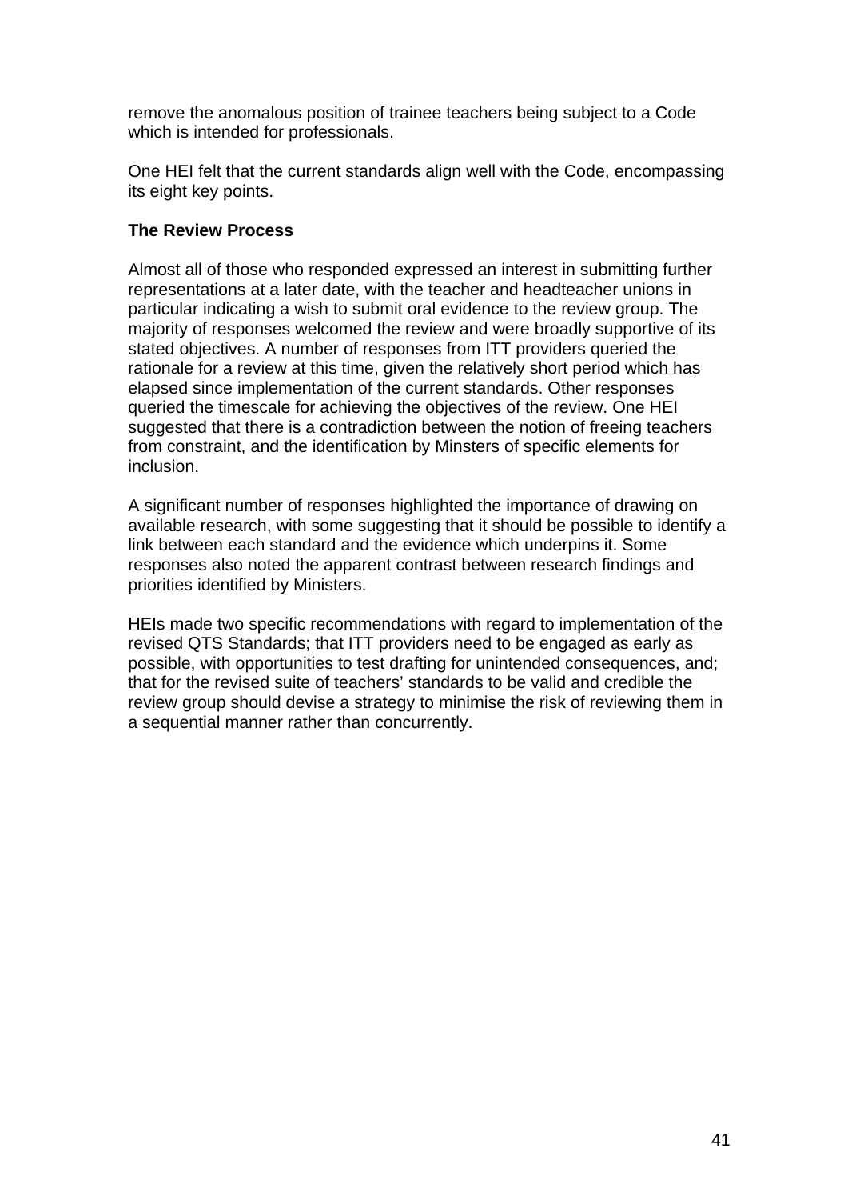remove the anomalous position of trainee teachers being subject to a Code which is intended for professionals.

One HEI felt that the current standards align well with the Code, encompassing its eight key points.

**The Review Process**

Almost all of those who responded expressed an interest in submitting further representations at a later date, with the teacher and headteacher unions in particular indicating a wish to submit oral evidence to the review group. The majority of responses welcomed the review and were broadly supportive of its stated objectives. A number of responses from ITT providers queried the rationale for a review at this time, given the relatively short period which has elapsed since implementation of the current standards. Other responses queried the timescale for achieving the objectives of the review. One HEI suggested that there is a contradiction between the notion of freeing teachers from constraint, and the identification by Minsters of specific elements for inclusion.

A significant number of responses highlighted the importance of drawing on available research, with some suggesting that it should be possible to identify a link between each standard and the evidence which underpins it. Some responses also noted the apparent contrast between research findings and priorities identified by Ministers.

HEIs made two specific recommendations with regard to implementation of the revised QTS Standards; that ITT providers need to be engaged as early as possible, with opportunities to test drafting for unintended consequences, and; that for the revised suite of teachers' standards to be valid and credible the review group should devise a strategy to minimise the risk of reviewing them in a sequential manner rather than concurrently.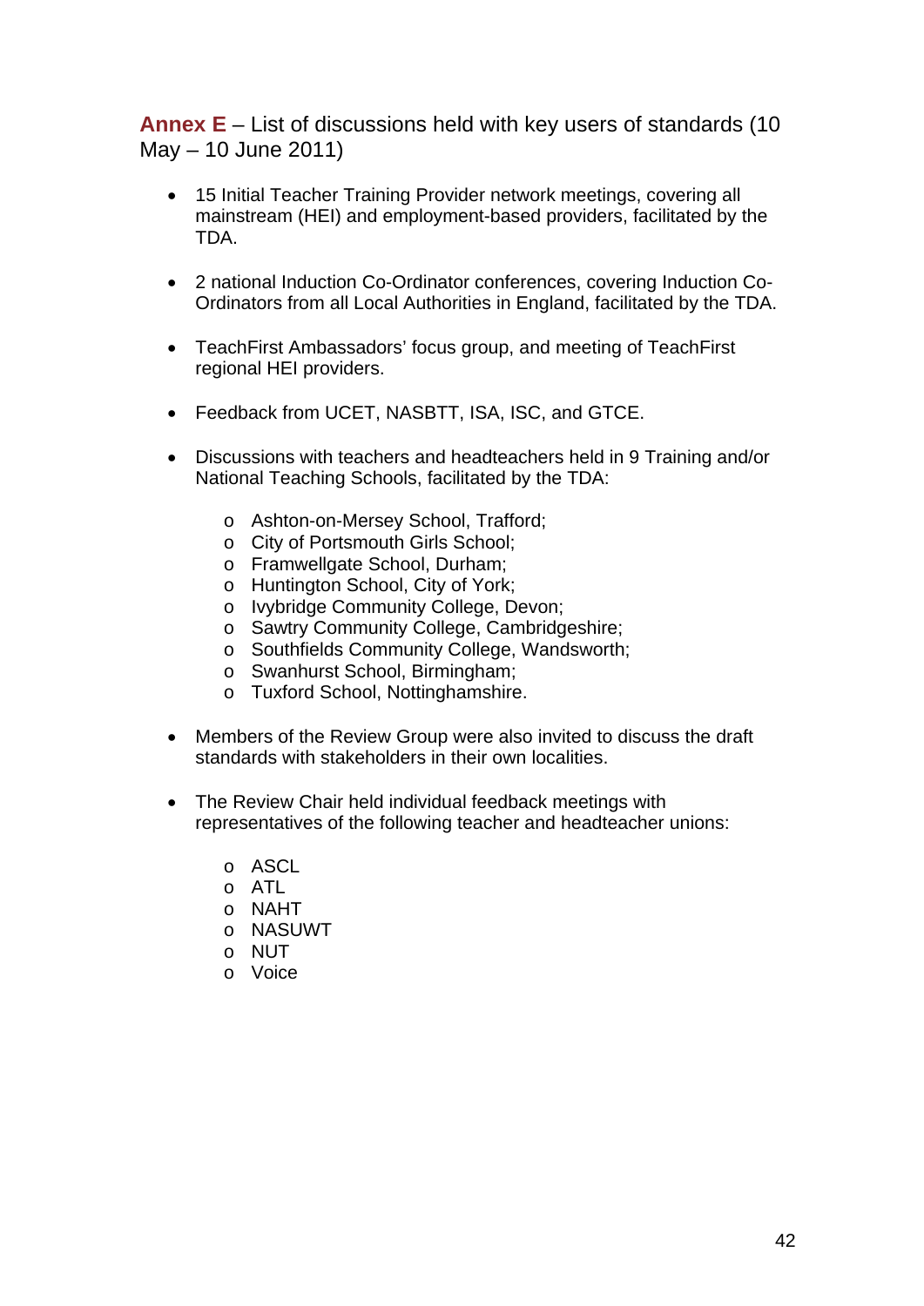## **Annex E** – List of discussions held with key users of standards (10 May – 10 June 2011)

- 15 Initial Teacher Training Provider network meetings, covering all mainstream (HEI) and employment-based providers, facilitated by the TDA.

- 2 national Induction Co-Ordinator conferences, covering Induction Co-Ordinators from all Local Authorities in England, facilitated by the TDA.

- TeachFirst Ambassadors' focus group, and meeting of TeachFirst regional HEI providers.

- Feedback from UCET, NASBTT, ISA, ISC, and GTCE.

- Discussions with teachers and headteachers held in 9 Training and/or National Teaching Schools, facilitated by the TDA:

  - Ashton-on-Mersey School, Trafford;
  - City of Portsmouth Girls School;
  - Framwellgate School, Durham;
  - Huntington School, City of York;
  - Ivybridge Community College, Devon;
  - Sawtry Community College, Cambridgeshire;
  - Southfields Community College, Wandsworth;
  - Swanhurst School, Birmingham;
  - Tuxford School, Nottinghamshire.

- Members of the Review Group were also invited to discuss the draft standards with stakeholders in their own localities.

- The Review Chair held individual feedback meetings with representatives of the following teacher and headteacher unions:

  - ASCL
  - ATL
  - NAHT
  - NASUWT
  - NUT
  - Voice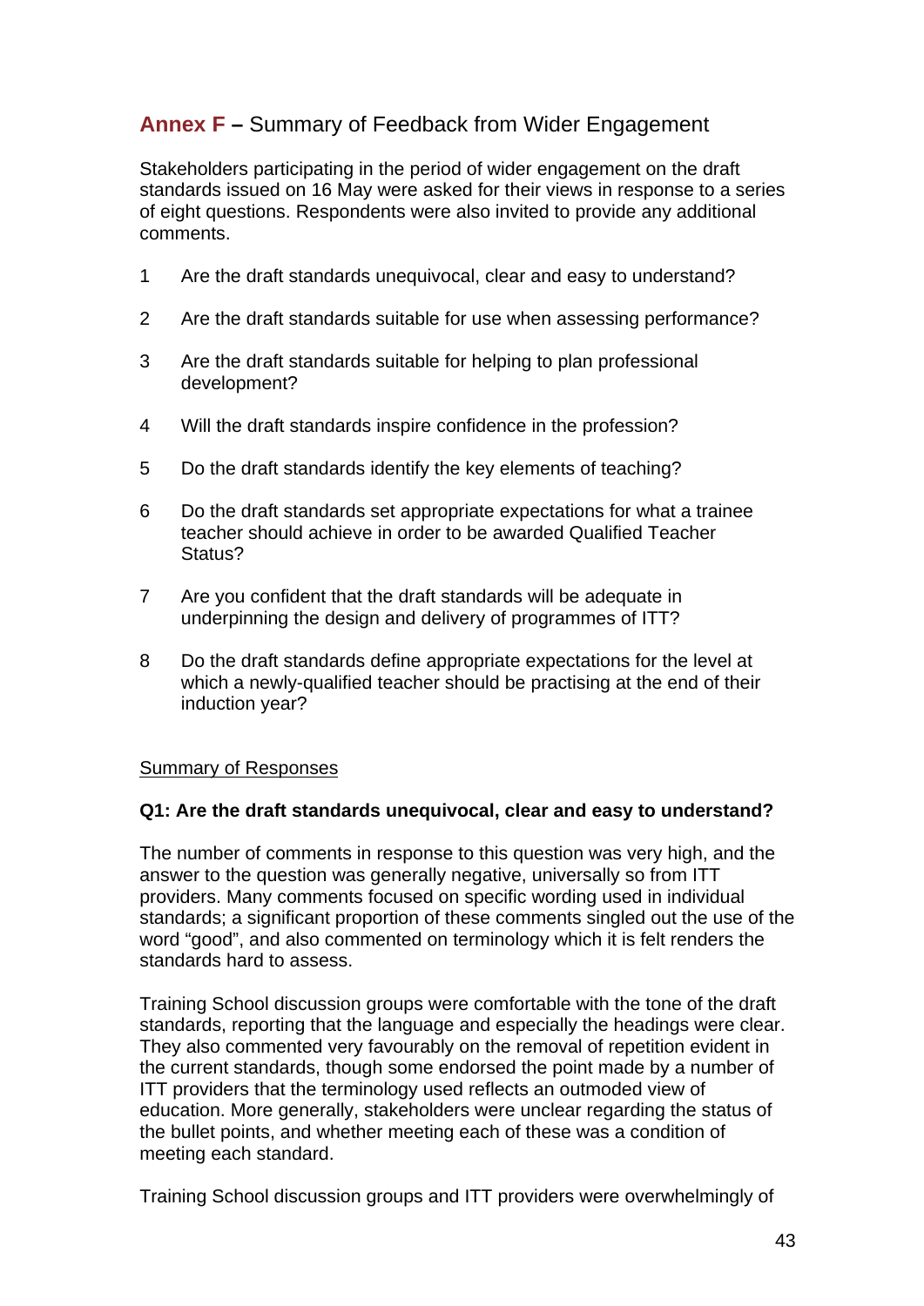## **Annex F –** Summary of Feedback from Wider Engagement

Stakeholders participating in the period of wider engagement on the draft standards issued on 16 May were asked for their views in response to a series of eight questions. Respondents were also invited to provide any additional comments.

1. Are the draft standards unequivocal, clear and easy to understand?

2. Are the draft standards suitable for use when assessing performance?

3. Are the draft standards suitable for helping to plan professional development?

4. Will the draft standards inspire confidence in the profession?

5. Do the draft standards identify the key elements of teaching?

6. Do the draft standards set appropriate expectations for what a trainee teacher should achieve in order to be awarded Qualified Teacher Status?

7. Are you confident that the draft standards will be adequate in underpinning the design and delivery of programmes of ITT?

8. Do the draft standards define appropriate expectations for the level at which a newly-qualified teacher should be practising at the end of their induction year?

<u>Summary of Responses</u>

**Q1: Are the draft standards unequivocal, clear and easy to understand?**

The number of comments in response to this question was very high, and the answer to the question was generally negative, universally so from ITT providers. Many comments focused on specific wording used in individual standards; a significant proportion of these comments singled out the use of the word "good", and also commented on terminology which it is felt renders the standards hard to assess.

Training School discussion groups were comfortable with the tone of the draft standards, reporting that the language and especially the headings were clear. They also commented very favourably on the removal of repetition evident in the current standards, though some endorsed the point made by a number of ITT providers that the terminology used reflects an outmoded view of education. More generally, stakeholders were unclear regarding the status of the bullet points, and whether meeting each of these was a condition of meeting each standard.

Training School discussion groups and ITT providers were overwhelmingly of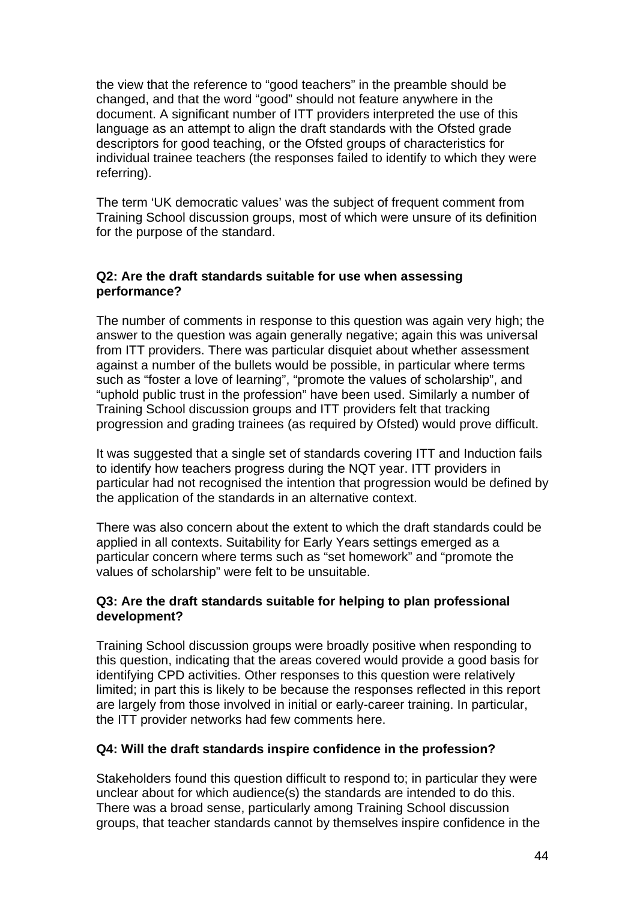the view that the reference to "good teachers" in the preamble should be changed, and that the word "good" should not feature anywhere in the document. A significant number of ITT providers interpreted the use of this language as an attempt to align the draft standards with the Ofsted grade descriptors for good teaching, or the Ofsted groups of characteristics for individual trainee teachers (the responses failed to identify to which they were referring).

The term 'UK democratic values' was the subject of frequent comment from Training School discussion groups, most of which were unsure of its definition for the purpose of the standard.

**Q2: Are the draft standards suitable for use when assessing performance?**

The number of comments in response to this question was again very high; the answer to the question was again generally negative; again this was universal from ITT providers. There was particular disquiet about whether assessment against a number of the bullets would be possible, in particular where terms such as "foster a love of learning", "promote the values of scholarship", and "uphold public trust in the profession" have been used. Similarly a number of Training School discussion groups and ITT providers felt that tracking progression and grading trainees (as required by Ofsted) would prove difficult.

It was suggested that a single set of standards covering ITT and Induction fails to identify how teachers progress during the NQT year. ITT providers in particular had not recognised the intention that progression would be defined by the application of the standards in an alternative context.

There was also concern about the extent to which the draft standards could be applied in all contexts. Suitability for Early Years settings emerged as a particular concern where terms such as "set homework" and "promote the values of scholarship" were felt to be unsuitable.

**Q3: Are the draft standards suitable for helping to plan professional development?**

Training School discussion groups were broadly positive when responding to this question, indicating that the areas covered would provide a good basis for identifying CPD activities. Other responses to this question were relatively limited; in part this is likely to be because the responses reflected in this report are largely from those involved in initial or early-career training. In particular, the ITT provider networks had few comments here.

**Q4: Will the draft standards inspire confidence in the profession?**

Stakeholders found this question difficult to respond to; in particular they were unclear about for which audience(s) the standards are intended to do this. There was a broad sense, particularly among Training School discussion groups, that teacher standards cannot by themselves inspire confidence in the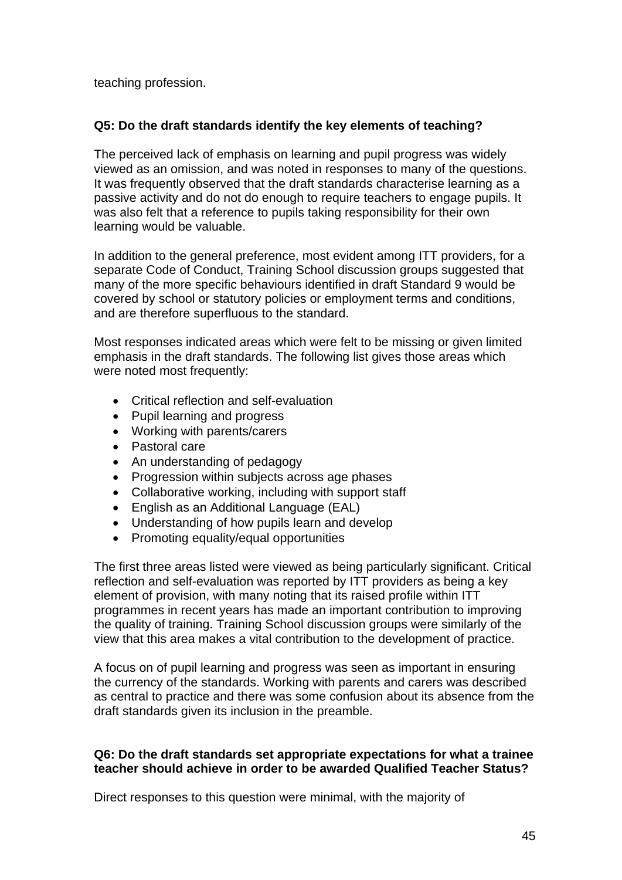teaching profession.

**Q5: Do the draft standards identify the key elements of teaching?**

The perceived lack of emphasis on learning and pupil progress was widely viewed as an omission, and was noted in responses to many of the questions. It was frequently observed that the draft standards characterise learning as a passive activity and do not do enough to require teachers to engage pupils. It was also felt that a reference to pupils taking responsibility for their own learning would be valuable.

In addition to the general preference, most evident among ITT providers, for a separate Code of Conduct, Training School discussion groups suggested that many of the more specific behaviours identified in draft Standard 9 would be covered by school or statutory policies or employment terms and conditions, and are therefore superfluous to the standard.

Most responses indicated areas which were felt to be missing or given limited emphasis in the draft standards. The following list gives those areas which were noted most frequently:

- Critical reflection and self-evaluation
- Pupil learning and progress
- Working with parents/carers
- Pastoral care
- An understanding of pedagogy
- Progression within subjects across age phases
- Collaborative working, including with support staff
- English as an Additional Language (EAL)
- Understanding of how pupils learn and develop
- Promoting equality/equal opportunities

The first three areas listed were viewed as being particularly significant. Critical reflection and self-evaluation was reported by ITT providers as being a key element of provision, with many noting that its raised profile within ITT programmes in recent years has made an important contribution to improving the quality of training. Training School discussion groups were similarly of the view that this area makes a vital contribution to the development of practice.

A focus on of pupil learning and progress was seen as important in ensuring the currency of the standards. Working with parents and carers was described as central to practice and there was some confusion about its absence from the draft standards given its inclusion in the preamble.

**Q6: Do the draft standards set appropriate expectations for what a trainee teacher should achieve in order to be awarded Qualified Teacher Status?**

Direct responses to this question were minimal, with the majority of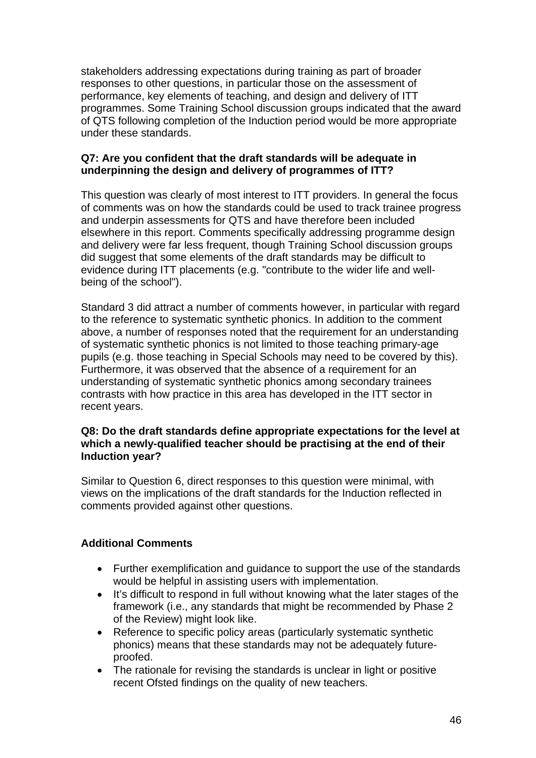stakeholders addressing expectations during training as part of broader responses to other questions, in particular those on the assessment of performance, key elements of teaching, and design and delivery of ITT programmes. Some Training School discussion groups indicated that the award of QTS following completion of the Induction period would be more appropriate under these standards.

**Q7: Are you confident that the draft standards will be adequate in underpinning the design and delivery of programmes of ITT?**

This question was clearly of most interest to ITT providers. In general the focus of comments was on how the standards could be used to track trainee progress and underpin assessments for QTS and have therefore been included elsewhere in this report. Comments specifically addressing programme design and delivery were far less frequent, though Training School discussion groups did suggest that some elements of the draft standards may be difficult to evidence during ITT placements (e.g. "contribute to the wider life and well-being of the school").

Standard 3 did attract a number of comments however, in particular with regard to the reference to systematic synthetic phonics. In addition to the comment above, a number of responses noted that the requirement for an understanding of systematic synthetic phonics is not limited to those teaching primary-age pupils (e.g. those teaching in Special Schools may need to be covered by this). Furthermore, it was observed that the absence of a requirement for an understanding of systematic synthetic phonics among secondary trainees contrasts with how practice in this area has developed in the ITT sector in recent years.

**Q8: Do the draft standards define appropriate expectations for the level at which a newly-qualified teacher should be practising at the end of their Induction year?**

Similar to Question 6, direct responses to this question were minimal, with views on the implications of the draft standards for the Induction reflected in comments provided against other questions.

**Additional Comments**

- Further exemplification and guidance to support the use of the standards would be helpful in assisting users with implementation.
- It's difficult to respond in full without knowing what the later stages of the framework (i.e., any standards that might be recommended by Phase 2 of the Review) might look like.
- Reference to specific policy areas (particularly systematic synthetic phonics) means that these standards may not be adequately future-proofed.
- The rationale for revising the standards is unclear in light or positive recent Ofsted findings on the quality of new teachers.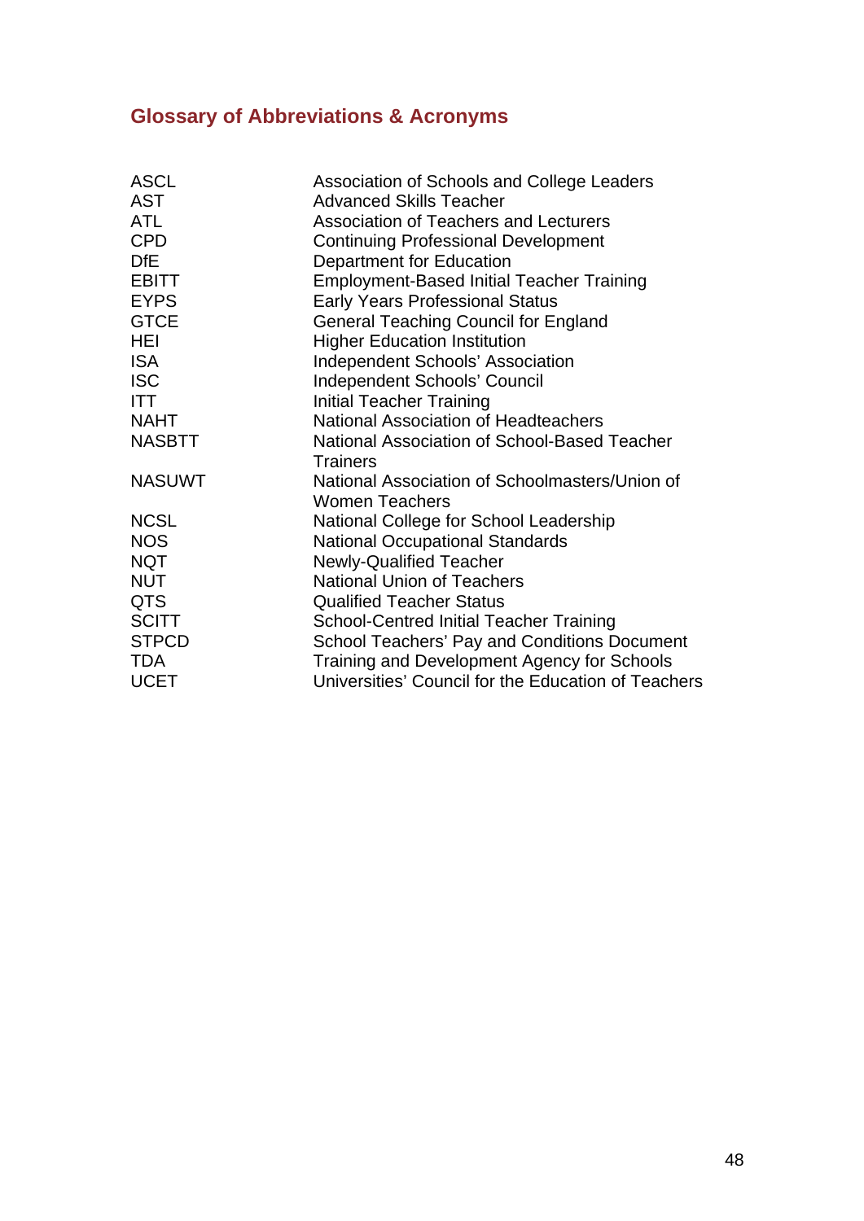## Glossary of Abbreviations & Acronyms

| | |
|---|---|
| ASCL | Association of Schools and College Leaders |
| AST | Advanced Skills Teacher |
| ATL | Association of Teachers and Lecturers |
| CPD | Continuing Professional Development |
| DfE | Department for Education |
| EBITT | Employment-Based Initial Teacher Training |
| EYPS | Early Years Professional Status |
| GTCE | General Teaching Council for England |
| HEI | Higher Education Institution |
| ISA | Independent Schools' Association |
| ISC | Independent Schools' Council |
| ITT | Initial Teacher Training |
| NAHT | National Association of Headteachers |
| NASBTT | National Association of School-Based Teacher Trainers |
| NASUWT | National Association of Schoolmasters/Union of Women Teachers |
| NCSL | National College for School Leadership |
| NOS | National Occupational Standards |
| NQT | Newly-Qualified Teacher |
| NUT | National Union of Teachers |
| QTS | Qualified Teacher Status |
| SCITT | School-Centred Initial Teacher Training |
| STPCD | School Teachers' Pay and Conditions Document |
| TDA | Training and Development Agency for Schools |
| UCET | Universities' Council for the Education of Teachers |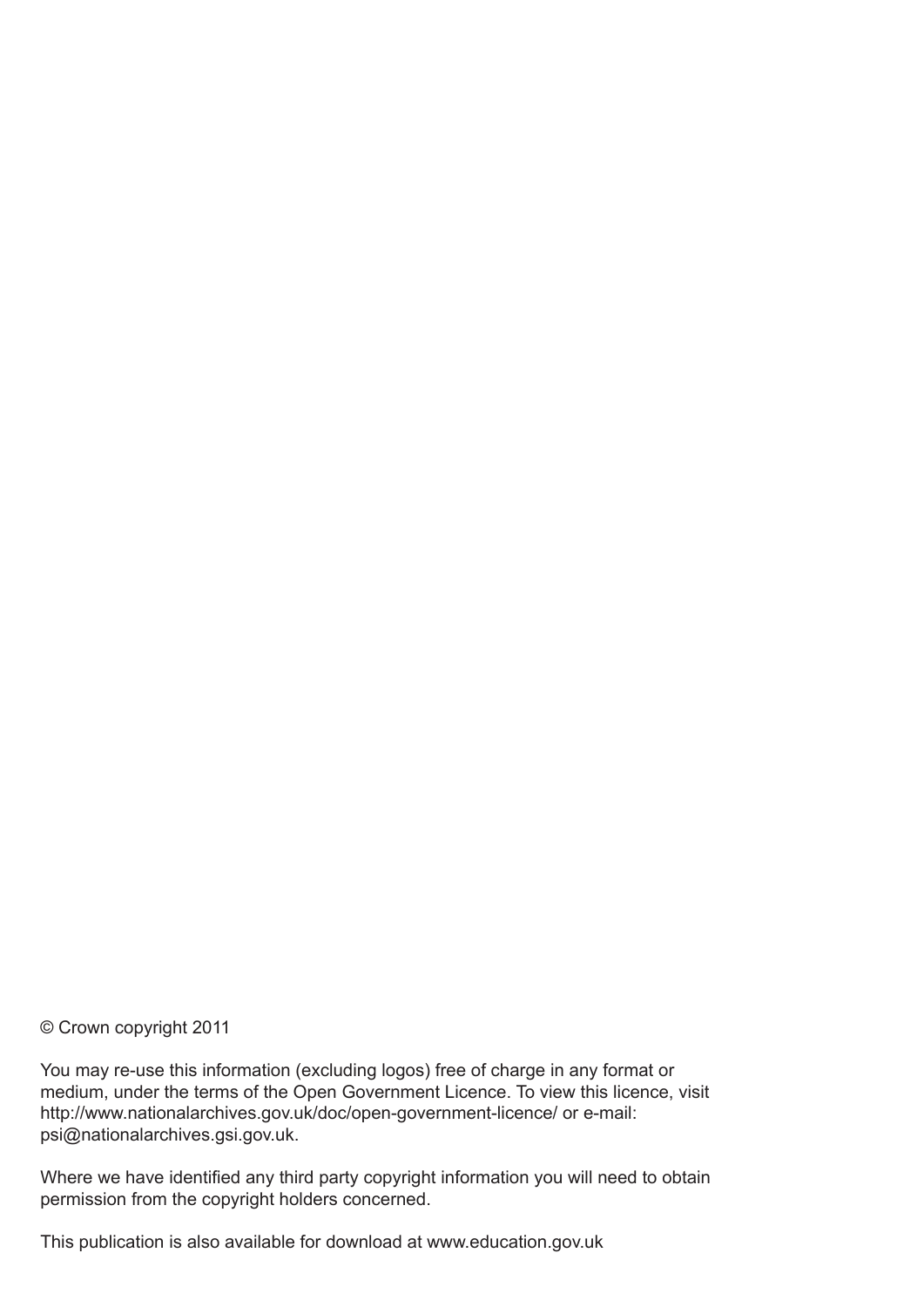© Crown copyright 2011

You may re-use this information (excluding logos) free of charge in any format or medium, under the terms of the Open Government Licence. To view this licence, visit http://www.nationalarchives.gov.uk/doc/open-government-licence/ or e-mail: psi@nationalarchives.gsi.gov.uk.

Where we have identified any third party copyright information you will need to obtain permission from the copyright holders concerned.

This publication is also available for download at www.education.gov.uk